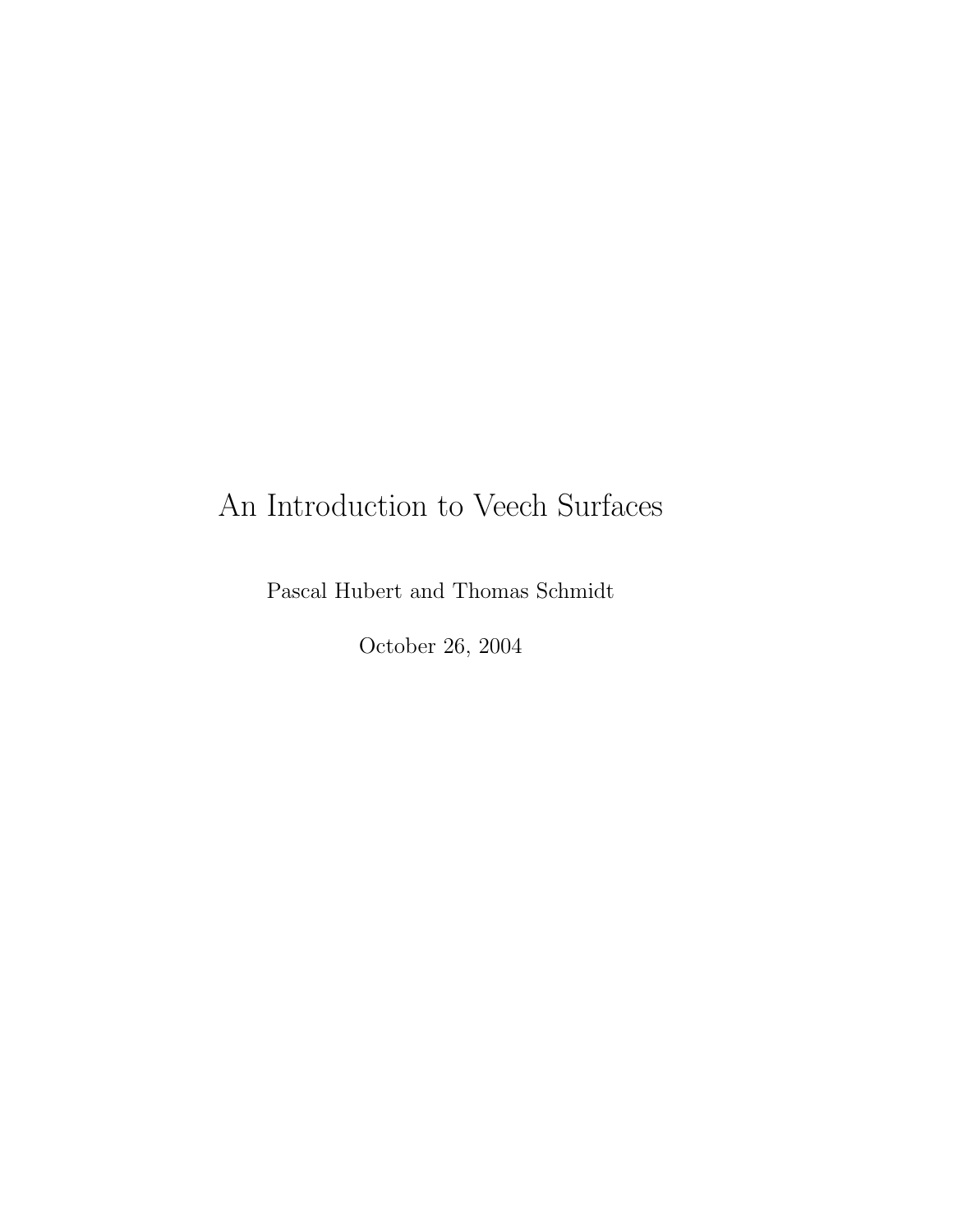# An Introduction to Veech Surfaces

Pascal Hubert and Thomas Schmidt

October 26, 2004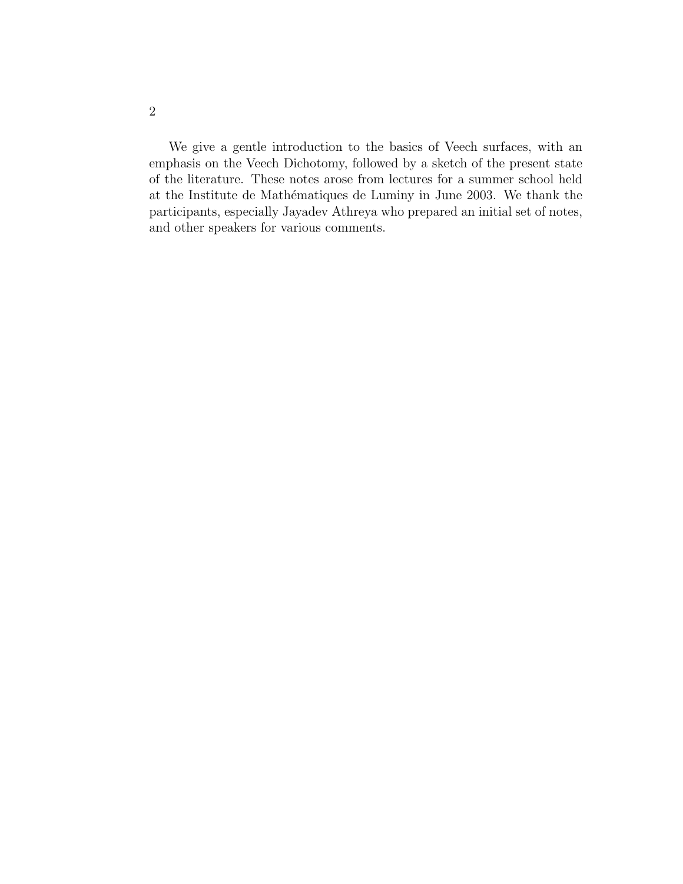We give a gentle introduction to the basics of Veech surfaces, with an emphasis on the Veech Dichotomy, followed by a sketch of the present state of the literature. These notes arose from lectures for a summer school held at the Institute de Mathématiques de Luminy in June 2003. We thank the participants, especially Jayadev Athreya who prepared an initial set of notes, and other speakers for various comments.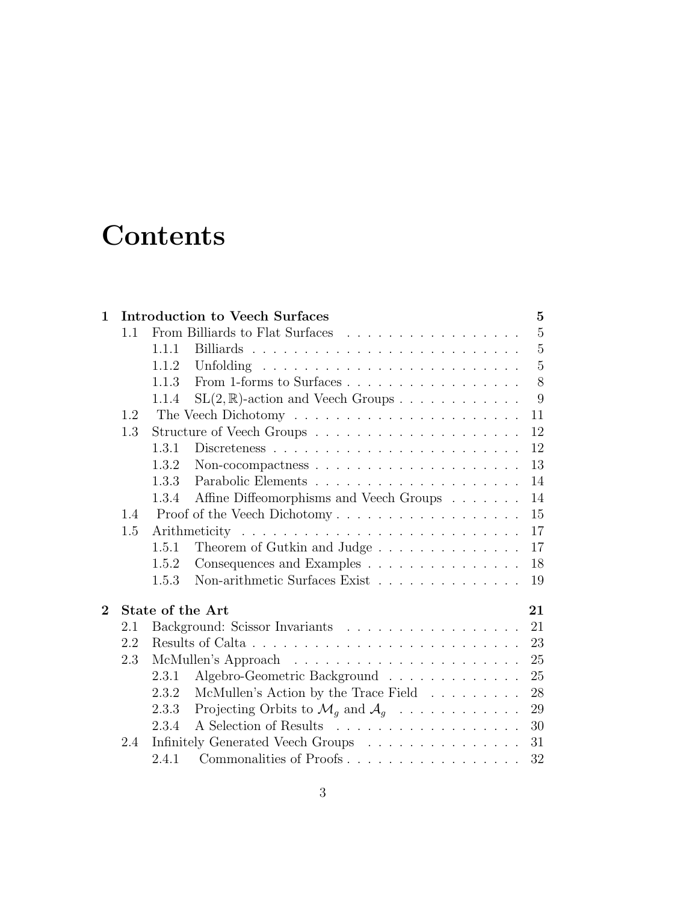# Contents

| | | |
|---|---|---|
| **1** | **Introduction to Veech Surfaces** | **5** |
| 1.1 | From Billiards to Flat Surfaces | 5 |
| 1.1.1 | Billiards | 5 |
| 1.1.2 | Unfolding | 5 |
| 1.1.3 | From 1-forms to Surfaces | 8 |
| 1.1.4 | $\mathrm{SL}(2,\mathbb{R})$-action and Veech Groups | 9 |
| 1.2 | The Veech Dichotomy | 11 |
| 1.3 | Structure of Veech Groups | 12 |
| 1.3.1 | Discreteness | 12 |
| 1.3.2 | Non-cocompactness | 13 |
| 1.3.3 | Parabolic Elements | 14 |
| 1.3.4 | Affine Diffeomorphisms and Veech Groups | 14 |
| 1.4 | Proof of the Veech Dichotomy | 15 |
| 1.5 | Arithmeticity | 17 |
| 1.5.1 | Theorem of Gutkin and Judge | 17 |
| 1.5.2 | Consequences and Examples | 18 |
| 1.5.3 | Non-arithmetic Surfaces Exist | 19 |
| **2** | **State of the Art** | **21** |
| 2.1 | Background: Scissor Invariants | 21 |
| 2.2 | Results of Calta | 23 |
| 2.3 | McMullen's Approach | 25 |
| 2.3.1 | Algebro-Geometric Background | 25 |
| 2.3.2 | McMullen's Action by the Trace Field | 28 |
| 2.3.3 | Projecting Orbits to $\mathcal{M}_g$ and $\mathcal{A}_g$ | 29 |
| 2.3.4 | A Selection of Results | 30 |
| 2.4 | Infinitely Generated Veech Groups | 31 |
| 2.4.1 | Commonalities of Proofs | 32 |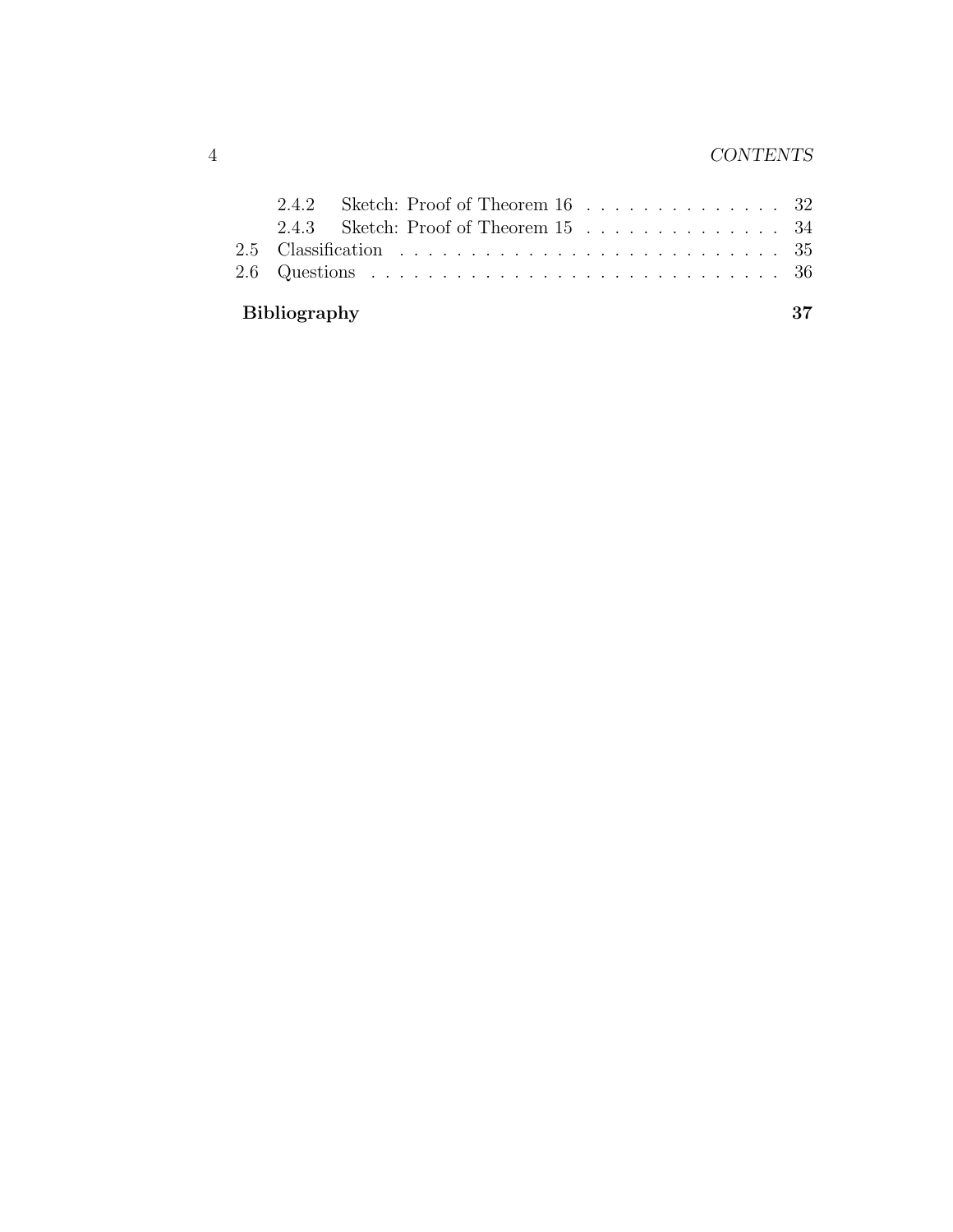- 2.4.2 Sketch: Proof of Theorem 16 . . . . . . . . . . . . . . . 32
- 2.4.3 Sketch: Proof of Theorem 15 . . . . . . . . . . . . . . . 34
- 2.5 Classification . . . . . . . . . . . . . . . . . . . . . . . . . . . 35
- 2.6 Questions . . . . . . . . . . . . . . . . . . . . . . . . . . . . . 36

**Bibliography** **37**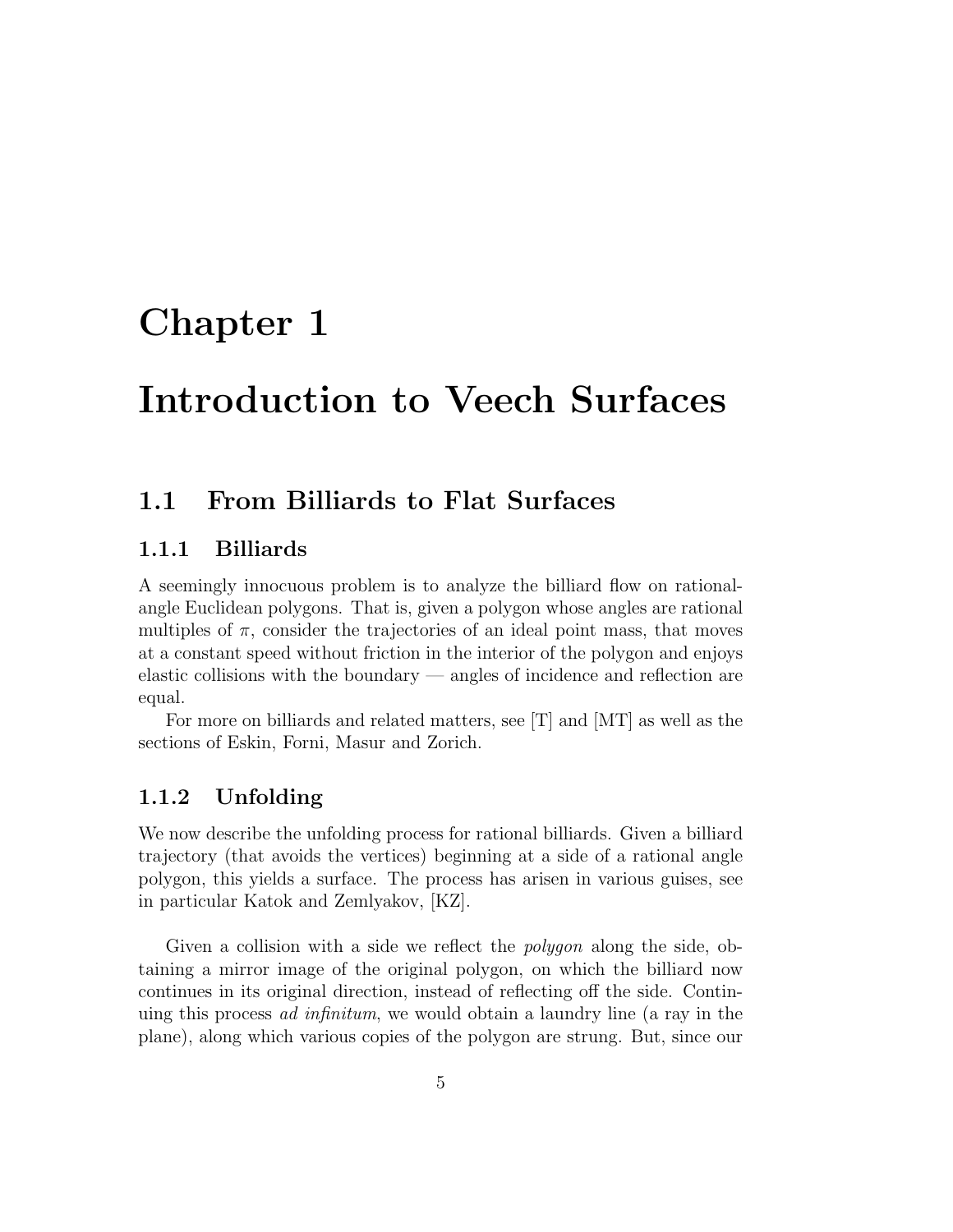# Chapter 1

# Introduction to Veech Surfaces

## 1.1 From Billiards to Flat Surfaces

### 1.1.1 Billiards

A seemingly innocuous problem is to analyze the billiard flow on rational-angle Euclidean polygons. That is, given a polygon whose angles are rational multiples of $\pi$, consider the trajectories of an ideal point mass, that moves at a constant speed without friction in the interior of the polygon and enjoys elastic collisions with the boundary — angles of incidence and reflection are equal.

For more on billiards and related matters, see [T] and [MT] as well as the sections of Eskin, Forni, Masur and Zorich.

### 1.1.2 Unfolding

We now describe the unfolding process for rational billiards. Given a billiard trajectory (that avoids the vertices) beginning at a side of a rational angle polygon, this yields a surface. The process has arisen in various guises, see in particular Katok and Zemlyakov, [KZ].

Given a collision with a side we reflect the *polygon* along the side, obtaining a mirror image of the original polygon, on which the billiard now continues in its original direction, instead of reflecting off the side. Continuing this process *ad infinitum*, we would obtain a laundry line (a ray in the plane), along which various copies of the polygon are strung. But, since our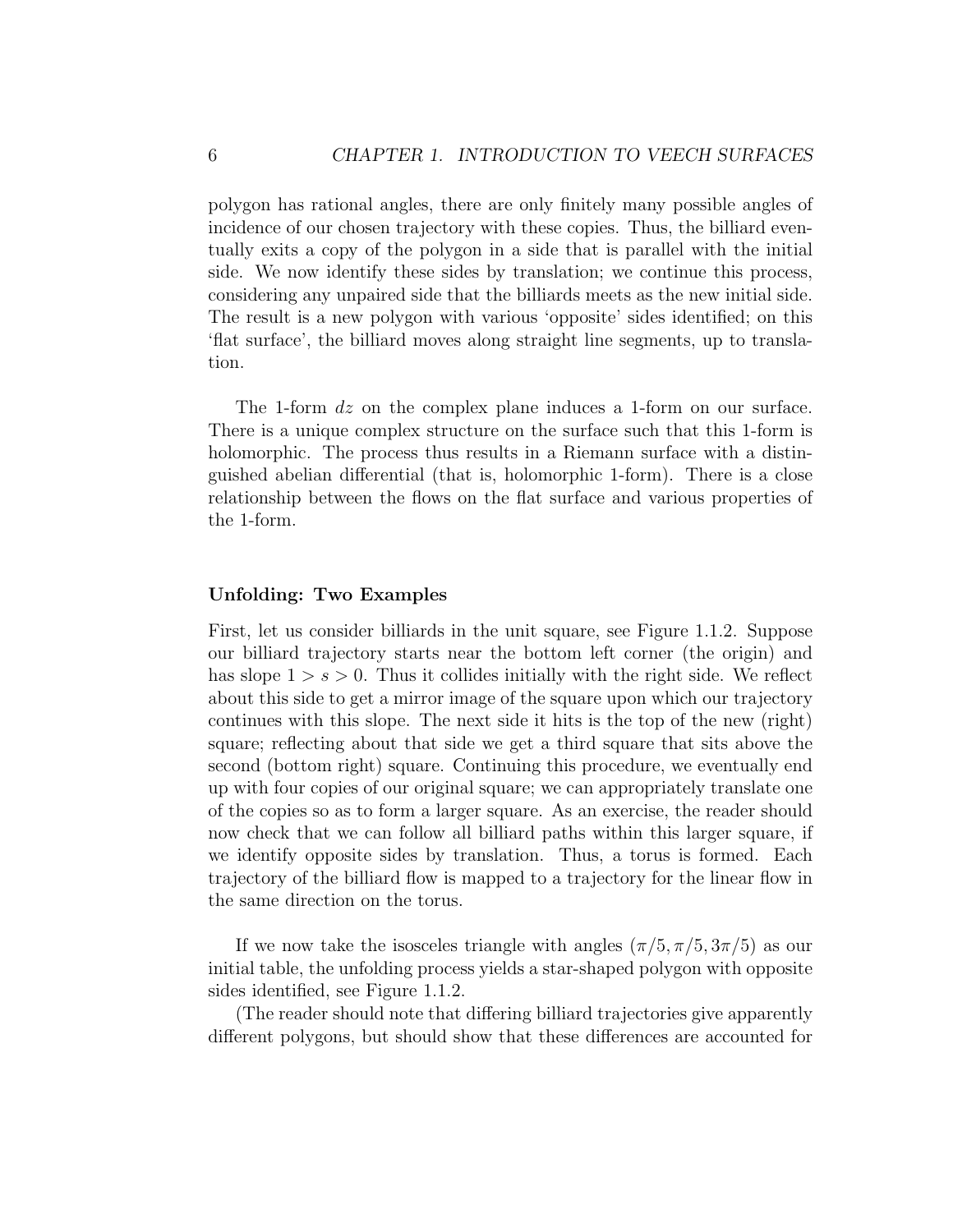polygon has rational angles, there are only finitely many possible angles of incidence of our chosen trajectory with these copies. Thus, the billiard eventually exits a copy of the polygon in a side that is parallel with the initial side. We now identify these sides by translation; we continue this process, considering any unpaired side that the billiards meets as the new initial side. The result is a new polygon with various 'opposite' sides identified; on this 'flat surface', the billiard moves along straight line segments, up to translation.

The 1-form $dz$ on the complex plane induces a 1-form on our surface. There is a unique complex structure on the surface such that this 1-form is holomorphic. The process thus results in a Riemann surface with a distinguished abelian differential (that is, holomorphic 1-form). There is a close relationship between the flows on the flat surface and various properties of the 1-form.

**Unfolding: Two Examples**

First, let us consider billiards in the unit square, see Figure 1.1.2. Suppose our billiard trajectory starts near the bottom left corner (the origin) and has slope $1 > s > 0$. Thus it collides initially with the right side. We reflect about this side to get a mirror image of the square upon which our trajectory continues with this slope. The next side it hits is the top of the new (right) square; reflecting about that side we get a third square that sits above the second (bottom right) square. Continuing this procedure, we eventually end up with four copies of our original square; we can appropriately translate one of the copies so as to form a larger square. As an exercise, the reader should now check that we can follow all billiard paths within this larger square, if we identify opposite sides by translation. Thus, a torus is formed. Each trajectory of the billiard flow is mapped to a trajectory for the linear flow in the same direction on the torus.

If we now take the isosceles triangle with angles $(\pi/5, \pi/5, 3\pi/5)$ as our initial table, the unfolding process yields a star-shaped polygon with opposite sides identified, see Figure 1.1.2.

(The reader should note that differing billiard trajectories give apparently different polygons, but should show that these differences are accounted for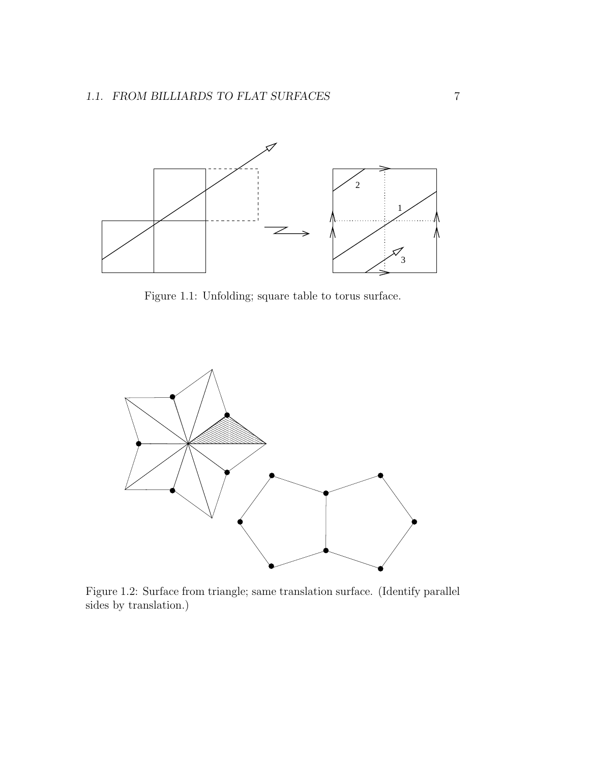Figure 1.1: Unfolding; square table to torus surface.

Figure 1.2: Surface from triangle; same translation surface. (Identify parallel sides by translation.)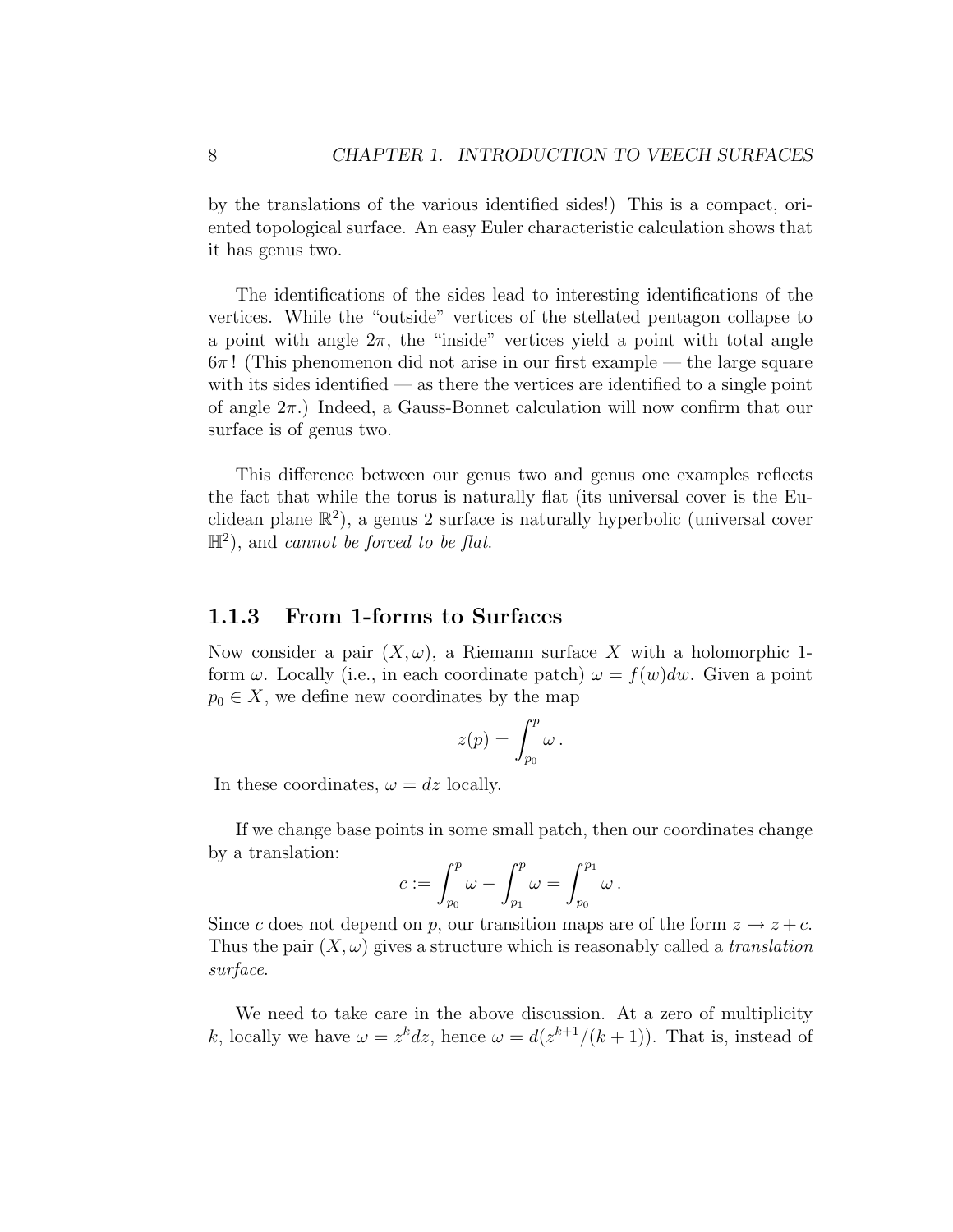by the translations of the various identified sides!) This is a compact, oriented topological surface. An easy Euler characteristic calculation shows that it has genus two.

The identifications of the sides lead to interesting identifications of the vertices. While the "outside" vertices of the stellated pentagon collapse to a point with angle $2\pi$, the "inside" vertices yield a point with total angle $6\pi$! (This phenomenon did not arise in our first example — the large square with its sides identified — as there the vertices are identified to a single point of angle $2\pi$.) Indeed, a Gauss-Bonnet calculation will now confirm that our surface is of genus two.

This difference between our genus two and genus one examples reflects the fact that while the torus is naturally flat (its universal cover is the Euclidean plane $\mathbb{R}^2$), a genus 2 surface is naturally hyperbolic (universal cover $\mathbb{H}^2$), and *cannot be forced to be flat*.

### 1.1.3 From 1-forms to Surfaces

Now consider a pair $(X, \omega)$, a Riemann surface $X$ with a holomorphic 1-form $\omega$. Locally (i.e., in each coordinate patch) $\omega = f(w)dw$. Given a point $p_0 \in X$, we define new coordinates by the map

$$z(p) = \int_{p_0}^{p} \omega \,.$$

In these coordinates, $\omega = dz$ locally.

If we change base points in some small patch, then our coordinates change by a translation:

$$c := \int_{p_0}^{p} \omega - \int_{p_1}^{p} \omega = \int_{p_0}^{p_1} \omega \,.$$

Since $c$ does not depend on $p$, our transition maps are of the form $z \mapsto z + c$. Thus the pair $(X, \omega)$ gives a structure which is reasonably called a *translation surface*.

We need to take care in the above discussion. At a zero of multiplicity $k$, locally we have $\omega = z^k dz$, hence $\omega = d(z^{k+1}/(k+1))$. That is, instead of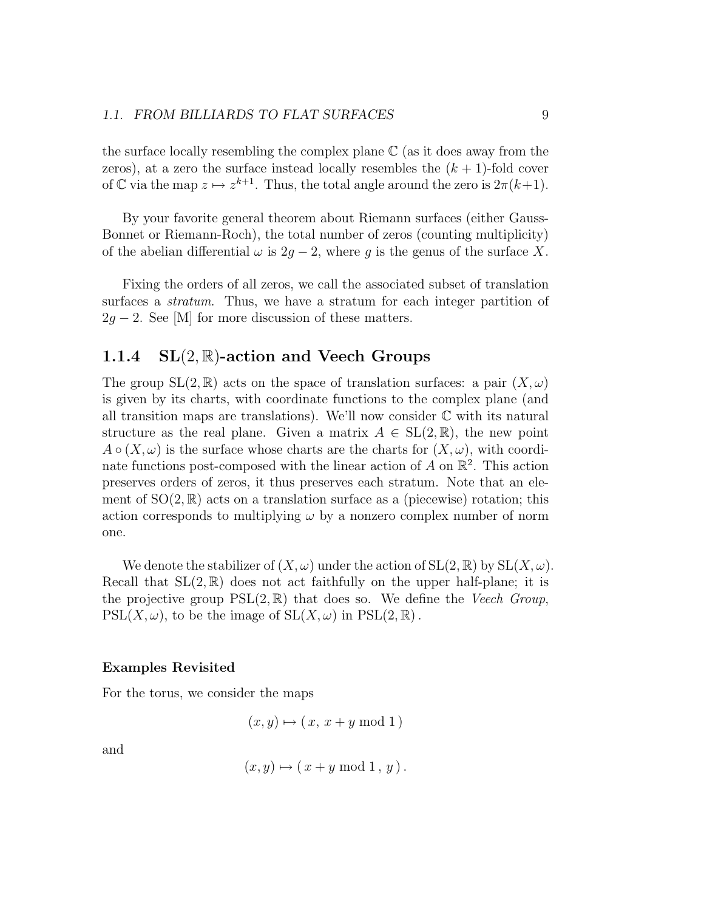the surface locally resembling the complex plane $\mathbb{C}$ (as it does away from the zeros), at a zero the surface instead locally resembles the $(k+1)$-fold cover of $\mathbb{C}$ via the map $z \mapsto z^{k+1}$. Thus, the total angle around the zero is $2\pi(k+1)$.

By your favorite general theorem about Riemann surfaces (either Gauss-Bonnet or Riemann-Roch), the total number of zeros (counting multiplicity) of the abelian differential $\omega$ is $2g-2$, where $g$ is the genus of the surface $X$.

Fixing the orders of all zeros, we call the associated subset of translation surfaces a *stratum*. Thus, we have a stratum for each integer partition of $2g-2$. See [M] for more discussion of these matters.

### 1.1.4 $\mathrm{SL}(2,\mathbb{R})$-action and Veech Groups

The group $\mathrm{SL}(2,\mathbb{R})$ acts on the space of translation surfaces: a pair $(X,\omega)$ is given by its charts, with coordinate functions to the complex plane (and all transition maps are translations). We'll now consider $\mathbb{C}$ with its natural structure as the real plane. Given a matrix $A \in \mathrm{SL}(2,\mathbb{R})$, the new point $A \circ (X,\omega)$ is the surface whose charts are the charts for $(X,\omega)$, with coordinate functions post-composed with the linear action of $A$ on $\mathbb{R}^2$. This action preserves orders of zeros, it thus preserves each stratum. Note that an element of $\mathrm{SO}(2,\mathbb{R})$ acts on a translation surface as a (piecewise) rotation; this action corresponds to multiplying $\omega$ by a nonzero complex number of norm one.

We denote the stabilizer of $(X,\omega)$ under the action of $\mathrm{SL}(2,\mathbb{R})$ by $\mathrm{SL}(X,\omega)$. Recall that $\mathrm{SL}(2,\mathbb{R})$ does not act faithfully on the upper half-plane; it is the projective group $\mathrm{PSL}(2,\mathbb{R})$ that does so. We define the *Veech Group*, $\mathrm{PSL}(X,\omega)$, to be the image of $\mathrm{SL}(X,\omega)$ in $\mathrm{PSL}(2,\mathbb{R})$.

#### Examples Revisited

For the torus, we consider the maps

$$(x,y) \mapsto (\, x,\; x+y \bmod 1 \,)$$

and

$$(x,y) \mapsto (\, x+y \bmod 1 \,,\; y \,)\,.$$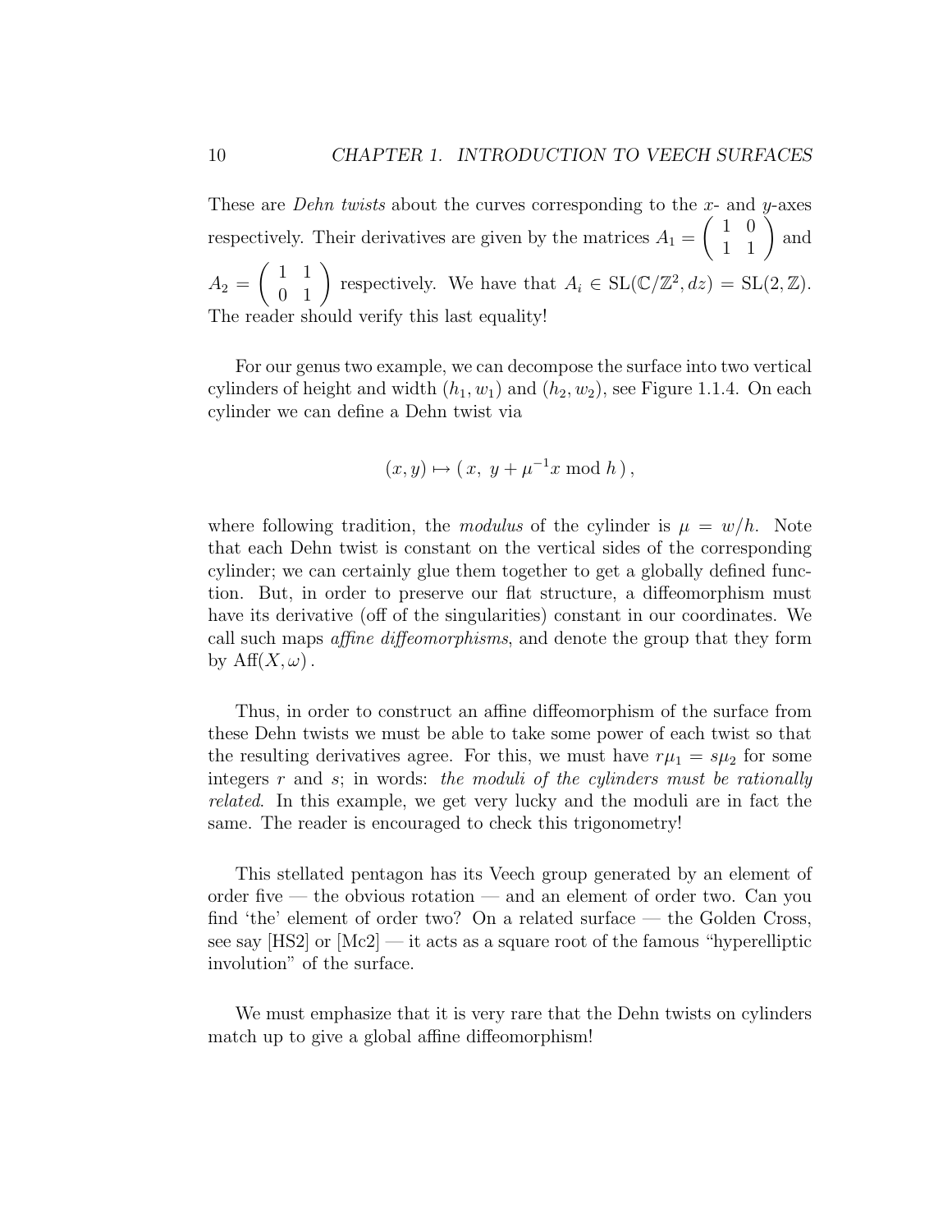These are *Dehn twists* about the curves corresponding to the $x$- and $y$-axes respectively. Their derivatives are given by the matrices $A_1 = \begin{pmatrix} 1 & 0 \\ 1 & 1 \end{pmatrix}$ and $A_2 = \begin{pmatrix} 1 & 1 \\ 0 & 1 \end{pmatrix}$ respectively. We have that $A_i \in \mathrm{SL}(\mathbb{C}/\mathbb{Z}^2, dz) = \mathrm{SL}(2, \mathbb{Z})$. The reader should verify this last equality!

For our genus two example, we can decompose the surface into two vertical cylinders of height and width $(h_1, w_1)$ and $(h_2, w_2)$, see Figure 1.1.4. On each cylinder we can define a Dehn twist via

$$(x, y) \mapsto (\, x,\ y + \mu^{-1}x \bmod h\,),$$

where following tradition, the *modulus* of the cylinder is $\mu = w/h$. Note that each Dehn twist is constant on the vertical sides of the corresponding cylinder; we can certainly glue them together to get a globally defined function. But, in order to preserve our flat structure, a diffeomorphism must have its derivative (off of the singularities) constant in our coordinates. We call such maps *affine diffeomorphisms*, and denote the group that they form by $\mathrm{Aff}(X, \omega)$.

Thus, in order to construct an affine diffeomorphism of the surface from these Dehn twists we must be able to take some power of each twist so that the resulting derivatives agree. For this, we must have $r\mu_1 = s\mu_2$ for some integers $r$ and $s$; in words: *the moduli of the cylinders must be rationally related*. In this example, we get very lucky and the moduli are in fact the same. The reader is encouraged to check this trigonometry!

This stellated pentagon has its Veech group generated by an element of order five — the obvious rotation — and an element of order two. Can you find 'the' element of order two? On a related surface — the Golden Cross, see say [HS2] or [Mc2] — it acts as a square root of the famous "hyperelliptic involution" of the surface.

We must emphasize that it is very rare that the Dehn twists on cylinders match up to give a global affine diffeomorphism!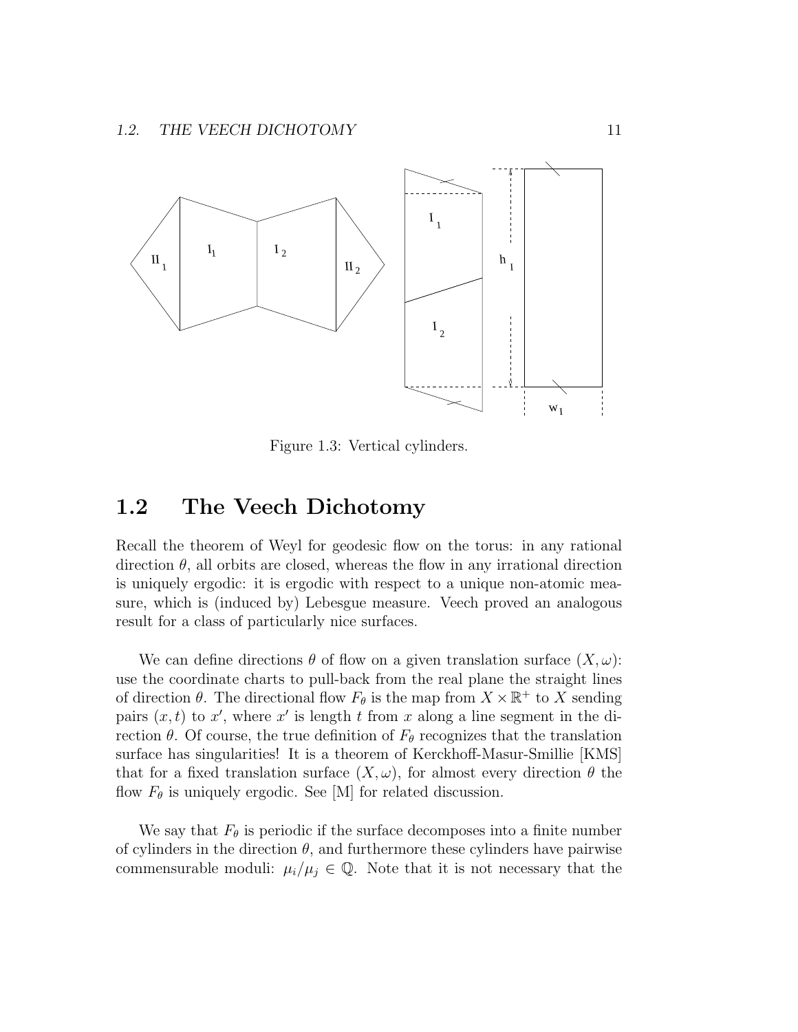Figure 1.3: Vertical cylinders.

## 1.2 The Veech Dichotomy

Recall the theorem of Weyl for geodesic flow on the torus: in any rational direction $\theta$, all orbits are closed, whereas the flow in any irrational direction is uniquely ergodic: it is ergodic with respect to a unique non-atomic measure, which is (induced by) Lebesgue measure. Veech proved an analogous result for a class of particularly nice surfaces.

We can define directions $\theta$ of flow on a given translation surface $(X, \omega)$: use the coordinate charts to pull-back from the real plane the straight lines of direction $\theta$. The directional flow $F_\theta$ is the map from $X \times \mathbb{R}^+$ to $X$ sending pairs $(x, t)$ to $x'$, where $x'$ is length $t$ from $x$ along a line segment in the direction $\theta$. Of course, the true definition of $F_\theta$ recognizes that the translation surface has singularities! It is a theorem of Kerckhoff-Masur-Smillie [KMS] that for a fixed translation surface $(X, \omega)$, for almost every direction $\theta$ the flow $F_\theta$ is uniquely ergodic. See [M] for related discussion.

We say that $F_\theta$ is periodic if the surface decomposes into a finite number of cylinders in the direction $\theta$, and furthermore these cylinders have pairwise commensurable moduli: $\mu_i/\mu_j \in \mathbb{Q}$. Note that it is not necessary that the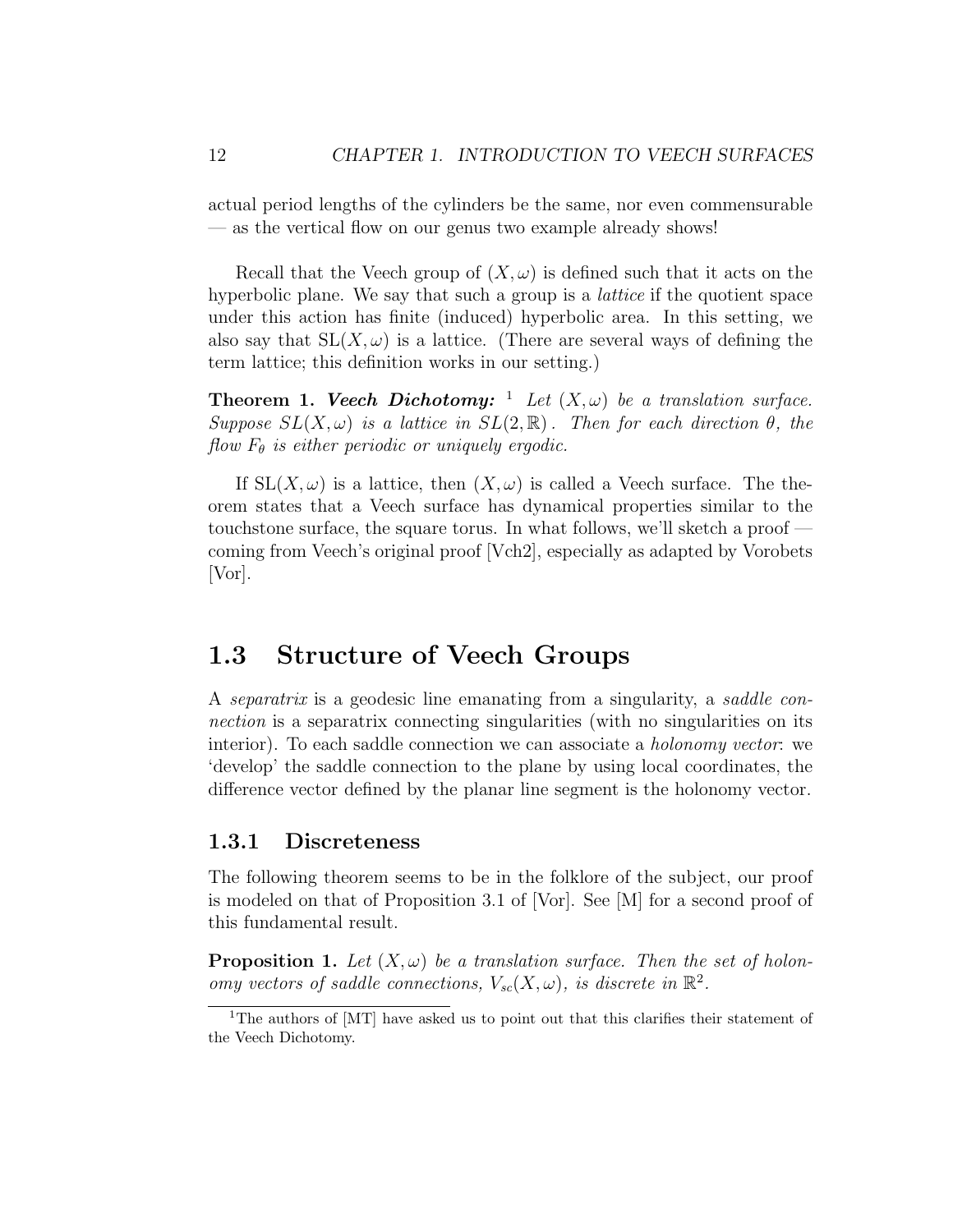actual period lengths of the cylinders be the same, nor even commensurable — as the vertical flow on our genus two example already shows!

Recall that the Veech group of $(X, \omega)$ is defined such that it acts on the hyperbolic plane. We say that such a group is a *lattice* if the quotient space under this action has finite (induced) hyperbolic area. In this setting, we also say that $\mathrm{SL}(X, \omega)$ is a lattice. (There are several ways of defining the term lattice; this definition works in our setting.)

**Theorem 1.** ***Veech Dichotomy:*** [1] *Let $(X, \omega)$ be a translation surface. Suppose $SL(X, \omega)$ is a lattice in $SL(2, \mathbb{R})$. Then for each direction $\theta$, the flow $F_\theta$ is either periodic or uniquely ergodic.*

If $\mathrm{SL}(X, \omega)$ is a lattice, then $(X, \omega)$ is called a Veech surface. The theorem states that a Veech surface has dynamical properties similar to the touchstone surface, the square torus. In what follows, we'll sketch a proof — coming from Veech's original proof [Vch2], especially as adapted by Vorobets [Vor].

## 1.3 Structure of Veech Groups

A *separatrix* is a geodesic line emanating from a singularity, a *saddle connection* is a separatrix connecting singularities (with no singularities on its interior). To each saddle connection we can associate a *holonomy vector*: we 'develop' the saddle connection to the plane by using local coordinates, the difference vector defined by the planar line segment is the holonomy vector.

### 1.3.1 Discreteness

The following theorem seems to be in the folklore of the subject, our proof is modeled on that of Proposition 3.1 of [Vor]. See [M] for a second proof of this fundamental result.

**Proposition 1.** *Let $(X, \omega)$ be a translation surface. Then the set of holonomy vectors of saddle connections, $V_{sc}(X, \omega)$, is discrete in $\mathbb{R}^2$.*

[1] The authors of [MT] have asked us to point out that this clarifies their statement of the Veech Dichotomy.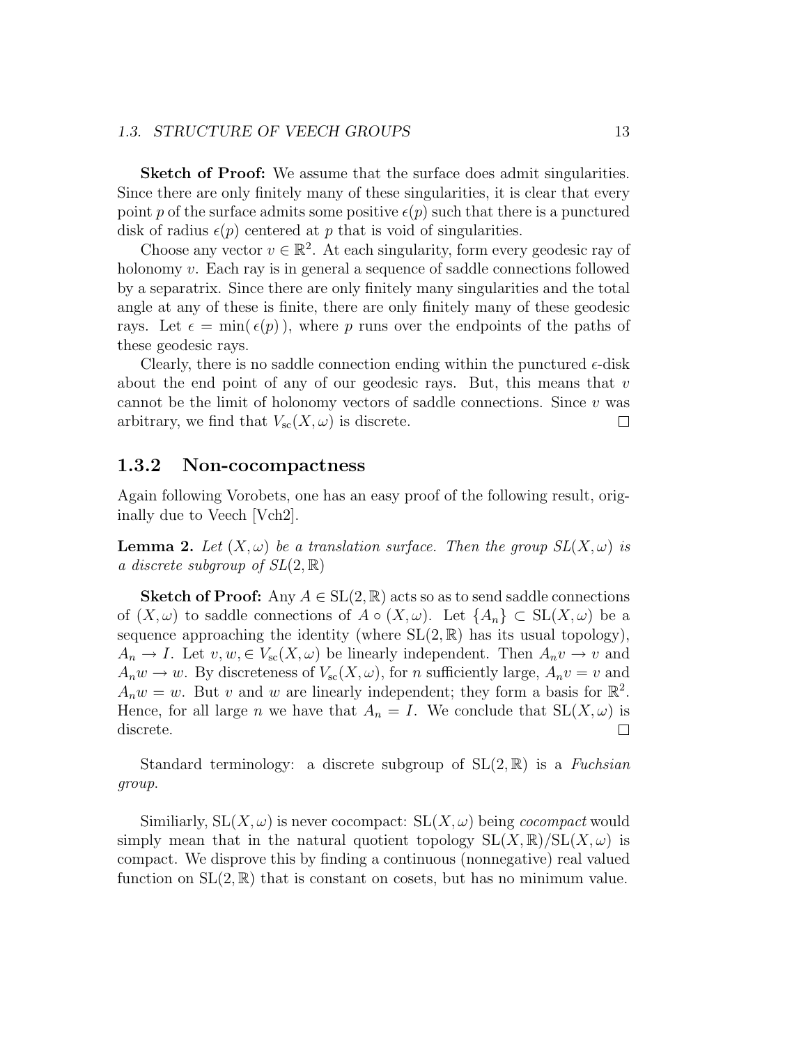**Sketch of Proof:** We assume that the surface does admit singularities. Since there are only finitely many of these singularities, it is clear that every point $p$ of the surface admits some positive $\epsilon(p)$ such that there is a punctured disk of radius $\epsilon(p)$ centered at $p$ that is void of singularities.

Choose any vector $v \in \mathbb{R}^2$. At each singularity, form every geodesic ray of holonomy $v$. Each ray is in general a sequence of saddle connections followed by a separatrix. Since there are only finitely many singularities and the total angle at any of these is finite, there are only finitely many of these geodesic rays. Let $\epsilon = \min(\,\epsilon(p)\,)$, where $p$ runs over the endpoints of the paths of these geodesic rays.

Clearly, there is no saddle connection ending within the punctured $\epsilon$-disk about the end point of any of our geodesic rays. But, this means that $v$ cannot be the limit of holonomy vectors of saddle connections. Since $v$ was arbitrary, we find that $V_{\text{sc}}(X, \omega)$ is discrete. □

### 1.3.2 Non-cocompactness

Again following Vorobets, one has an easy proof of the following result, originally due to Veech [Vch2].

**Lemma 2.** *Let $(X, \omega)$ be a translation surface. Then the group $SL(X, \omega)$ is a discrete subgroup of $SL(2, \mathbb{R})$*

**Sketch of Proof:** Any $A \in \mathrm{SL}(2, \mathbb{R})$ acts so as to send saddle connections of $(X, \omega)$ to saddle connections of $A \circ (X, \omega)$. Let $\{A_n\} \subset \mathrm{SL}(X, \omega)$ be a sequence approaching the identity (where $\mathrm{SL}(2, \mathbb{R})$ has its usual topology), $A_n \to I$. Let $v, w, \in V_{\text{sc}}(X, \omega)$ be linearly independent. Then $A_n v \to v$ and $A_n w \to w$. By discreteness of $V_{\text{sc}}(X, \omega)$, for $n$ sufficiently large, $A_n v = v$ and $A_n w = w$. But $v$ and $w$ are linearly independent; they form a basis for $\mathbb{R}^2$. Hence, for all large $n$ we have that $A_n = I$. We conclude that $\mathrm{SL}(X, \omega)$ is discrete. □

Standard terminology: a discrete subgroup of $\mathrm{SL}(2, \mathbb{R})$ is a *Fuchsian group.*

Similiarly, $\mathrm{SL}(X, \omega)$ is never cocompact: $\mathrm{SL}(X, \omega)$ being *cocompact* would simply mean that in the natural quotient topology $\mathrm{SL}(X, \mathbb{R})/\mathrm{SL}(X, \omega)$ is compact. We disprove this by finding a continuous (nonnegative) real valued function on $\mathrm{SL}(2, \mathbb{R})$ that is constant on cosets, but has no minimum value.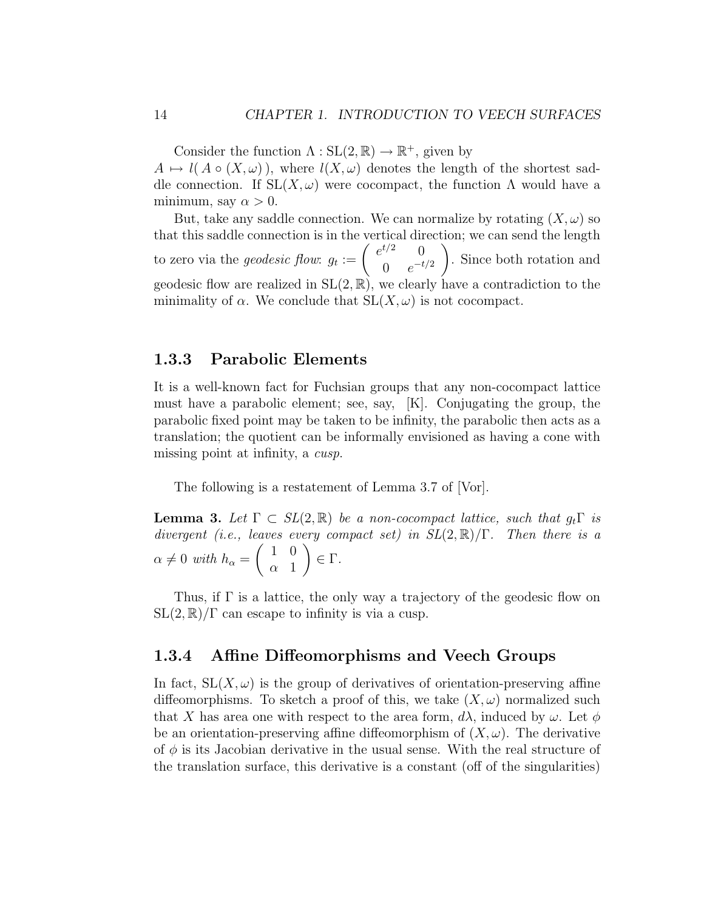Consider the function $\Lambda : \mathrm{SL}(2, \mathbb{R}) \to \mathbb{R}^+$, given by $A \mapsto l(\, A \circ (X, \omega)\,)$, where $l(X, \omega)$ denotes the length of the shortest saddle connection. If $\mathrm{SL}(X, \omega)$ were cocompact, the function $\Lambda$ would have a minimum, say $\alpha > 0$.

But, take any saddle connection. We can normalize by rotating $(X, \omega)$ so that this saddle connection is in the vertical direction; we can send the length to zero via the *geodesic flow*: $g_t := \begin{pmatrix} e^{t/2} & 0 \\ 0 & e^{-t/2} \end{pmatrix}$. Since both rotation and geodesic flow are realized in $\mathrm{SL}(2, \mathbb{R})$, we clearly have a contradiction to the minimality of $\alpha$. We conclude that $\mathrm{SL}(X, \omega)$ is not cocompact.

### 1.3.3 Parabolic Elements

It is a well-known fact for Fuchsian groups that any non-cocompact lattice must have a parabolic element; see, say, [K]. Conjugating the group, the parabolic fixed point may be taken to be infinity, the parabolic then acts as a translation; the quotient can be informally envisioned as having a cone with missing point at infinity, a *cusp*.

The following is a restatement of Lemma 3.7 of [Vor].

**Lemma 3.** *Let $\Gamma \subset SL(2, \mathbb{R})$ be a non-cocompact lattice, such that $g_t\Gamma$ is divergent (i.e., leaves every compact set) in $SL(2, \mathbb{R})/\Gamma$. Then there is a $\alpha \neq 0$ with $h_\alpha = \begin{pmatrix} 1 & 0 \\ \alpha & 1 \end{pmatrix} \in \Gamma$.*

Thus, if $\Gamma$ is a lattice, the only way a trajectory of the geodesic flow on $\mathrm{SL}(2, \mathbb{R})/\Gamma$ can escape to infinity is via a cusp.

### 1.3.4 Affine Diffeomorphisms and Veech Groups

In fact, $\mathrm{SL}(X, \omega)$ is the group of derivatives of orientation-preserving affine diffeomorphisms. To sketch a proof of this, we take $(X, \omega)$ normalized such that $X$ has area one with respect to the area form, $d\lambda$, induced by $\omega$. Let $\phi$ be an orientation-preserving affine diffeomorphism of $(X, \omega)$. The derivative of $\phi$ is its Jacobian derivative in the usual sense. With the real structure of the translation surface, this derivative is a constant (off of the singularities)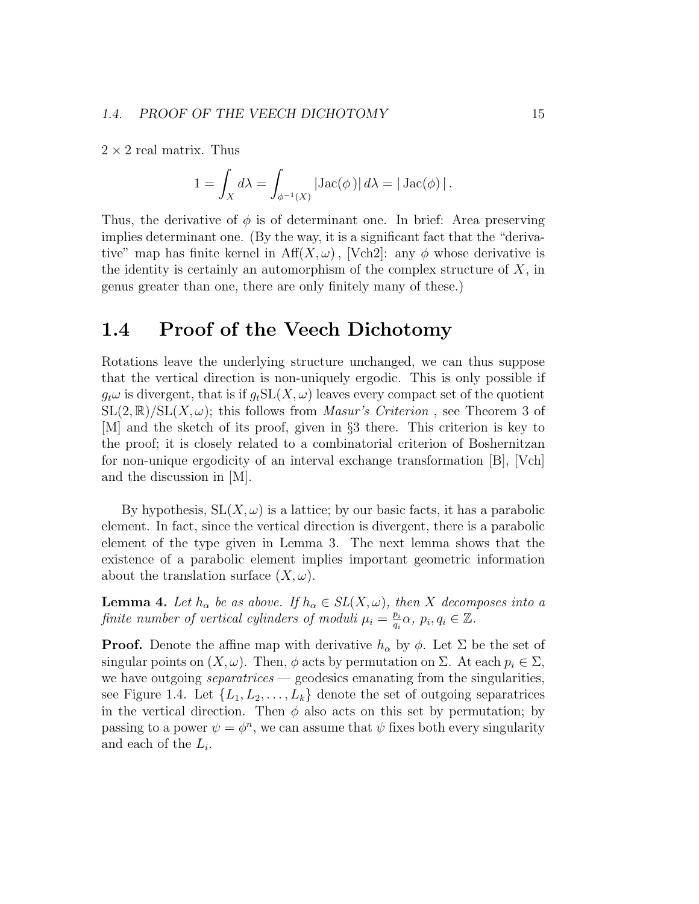$2 \times 2$ real matrix. Thus

$$1 = \int_X d\lambda = \int_{\phi^{-1}(X)} |\mathrm{Jac}(\phi)|\, d\lambda = |\,\mathrm{Jac}(\phi)\,|\,.$$

Thus, the derivative of $\phi$ is of determinant one. In brief: Area preserving implies determinant one. (By the way, it is a significant fact that the "derivative" map has finite kernel in $\mathrm{Aff}(X, \omega)$, [Vch2]: any $\phi$ whose derivative is the identity is certainly an automorphism of the complex structure of $X$, in genus greater than one, there are only finitely many of these.)

## 1.4 Proof of the Veech Dichotomy

Rotations leave the underlying structure unchanged, we can thus suppose that the vertical direction is non-uniquely ergodic. This is only possible if $g_t\omega$ is divergent, that is if $g_t\mathrm{SL}(X, \omega)$ leaves every compact set of the quotient $\mathrm{SL}(2, \mathbb{R})/\mathrm{SL}(X, \omega)$; this follows from *Masur's Criterion* , see Theorem 3 of [M] and the sketch of its proof, given in §3 there. This criterion is key to the proof; it is closely related to a combinatorial criterion of Boshernitzan for non-unique ergodicity of an interval exchange transformation [B], [Vch] and the discussion in [M].

By hypothesis, $\mathrm{SL}(X, \omega)$ is a lattice; by our basic facts, it has a parabolic element. In fact, since the vertical direction is divergent, there is a parabolic element of the type given in Lemma 3. The next lemma shows that the existence of a parabolic element implies important geometric information about the translation surface $(X, \omega)$.

**Lemma 4.** *Let $h_\alpha$ be as above. If $h_\alpha \in SL(X, \omega)$, then $X$ decomposes into a finite number of vertical cylinders of moduli $\mu_i = \frac{p_i}{q_i}\alpha$, $p_i, q_i \in \mathbb{Z}$.*

**Proof.** Denote the affine map with derivative $h_\alpha$ by $\phi$. Let $\Sigma$ be the set of singular points on $(X, \omega)$. Then, $\phi$ acts by permutation on $\Sigma$. At each $p_i \in \Sigma$, we have outgoing *separatrices* — geodesics emanating from the singularities, see Figure 1.4. Let $\{L_1, L_2, \ldots, L_k\}$ denote the set of outgoing separatrices in the vertical direction. Then $\phi$ also acts on this set by permutation; by passing to a power $\psi = \phi^n$, we can assume that $\psi$ fixes both every singularity and each of the $L_i$.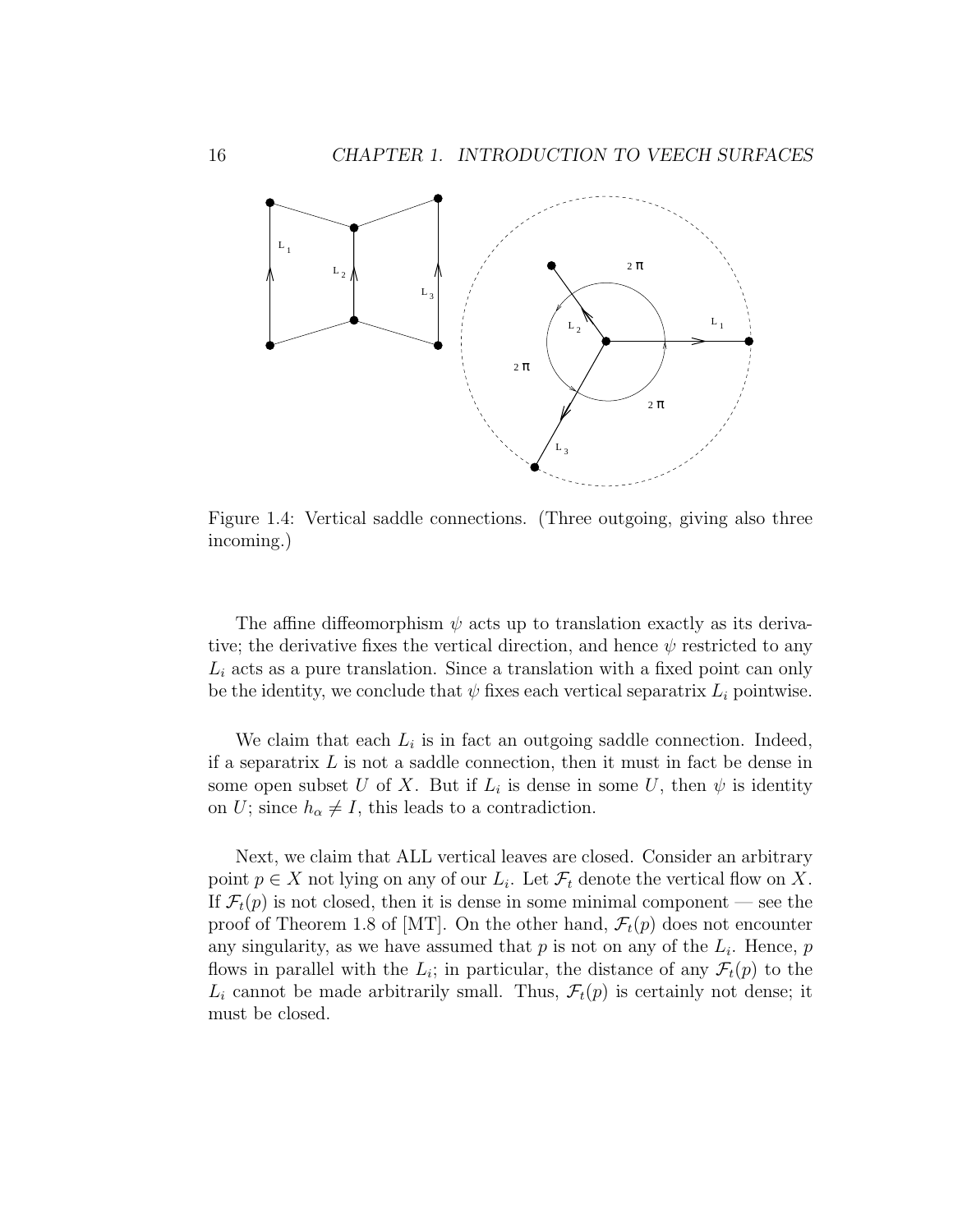Figure 1.4: Vertical saddle connections. (Three outgoing, giving also three incoming.)

The affine diffeomorphism $\psi$ acts up to translation exactly as its derivative; the derivative fixes the vertical direction, and hence $\psi$ restricted to any $L_i$ acts as a pure translation. Since a translation with a fixed point can only be the identity, we conclude that $\psi$ fixes each vertical separatrix $L_i$ pointwise.

We claim that each $L_i$ is in fact an outgoing saddle connection. Indeed, if a separatrix $L$ is not a saddle connection, then it must in fact be dense in some open subset $U$ of $X$. But if $L_i$ is dense in some $U$, then $\psi$ is identity on $U$; since $h_\alpha \neq I$, this leads to a contradiction.

Next, we claim that ALL vertical leaves are closed. Consider an arbitrary point $p \in X$ not lying on any of our $L_i$. Let $\mathcal{F}_t$ denote the vertical flow on $X$. If $\mathcal{F}_t(p)$ is not closed, then it is dense in some minimal component — see the proof of Theorem 1.8 of [MT]. On the other hand, $\mathcal{F}_t(p)$ does not encounter any singularity, as we have assumed that $p$ is not on any of the $L_i$. Hence, $p$ flows in parallel with the $L_i$; in particular, the distance of any $\mathcal{F}_t(p)$ to the $L_i$ cannot be made arbitrarily small. Thus, $\mathcal{F}_t(p)$ is certainly not dense; it must be closed.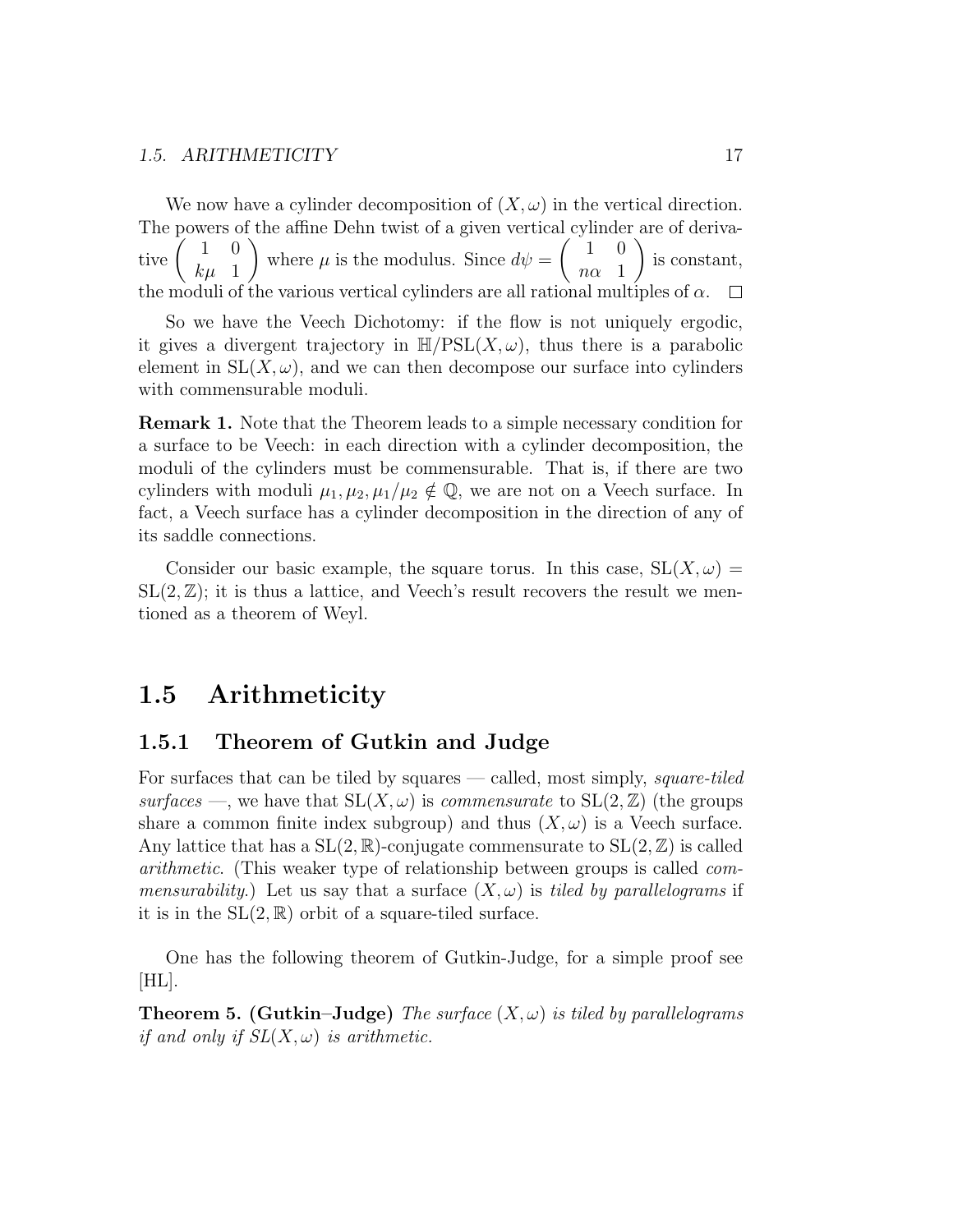We now have a cylinder decomposition of $(X, \omega)$ in the vertical direction. The powers of the affine Dehn twist of a given vertical cylinder are of derivative $\begin{pmatrix} 1 & 0 \\ k\mu & 1 \end{pmatrix}$ where $\mu$ is the modulus. Since $d\psi = \begin{pmatrix} 1 & 0 \\ n\alpha & 1 \end{pmatrix}$ is constant, the moduli of the various vertical cylinders are all rational multiples of $\alpha$. □

So we have the Veech Dichotomy: if the flow is not uniquely ergodic, it gives a divergent trajectory in $\mathbb{H}/\mathrm{PSL}(X, \omega)$, thus there is a parabolic element in $\mathrm{SL}(X, \omega)$, and we can then decompose our surface into cylinders with commensurable moduli.

**Remark 1.** Note that the Theorem leads to a simple necessary condition for a surface to be Veech: in each direction with a cylinder decomposition, the moduli of the cylinders must be commensurable. That is, if there are two cylinders with moduli $\mu_1, \mu_2, \mu_1/\mu_2 \notin \mathbb{Q}$, we are not on a Veech surface. In fact, a Veech surface has a cylinder decomposition in the direction of any of its saddle connections.

Consider our basic example, the square torus. In this case, $\mathrm{SL}(X, \omega) = \mathrm{SL}(2, \mathbb{Z})$; it is thus a lattice, and Veech's result recovers the result we mentioned as a theorem of Weyl.

## 1.5 Arithmeticity

### 1.5.1 Theorem of Gutkin and Judge

For surfaces that can be tiled by squares — called, most simply, *square-tiled surfaces* —, we have that $\mathrm{SL}(X, \omega)$ is *commensurate* to $\mathrm{SL}(2, \mathbb{Z})$ (the groups share a common finite index subgroup) and thus $(X, \omega)$ is a Veech surface. Any lattice that has a $\mathrm{SL}(2, \mathbb{R})$-conjugate commensurate to $\mathrm{SL}(2, \mathbb{Z})$ is called *arithmetic*. (This weaker type of relationship between groups is called *commensurability*.) Let us say that a surface $(X, \omega)$ is *tiled by parallelograms* if it is in the $\mathrm{SL}(2, \mathbb{R})$ orbit of a square-tiled surface.

One has the following theorem of Gutkin-Judge, for a simple proof see [HL].

**Theorem 5. (Gutkin–Judge)** *The surface $(X, \omega)$ is tiled by parallelograms if and only if $SL(X, \omega)$ is arithmetic.*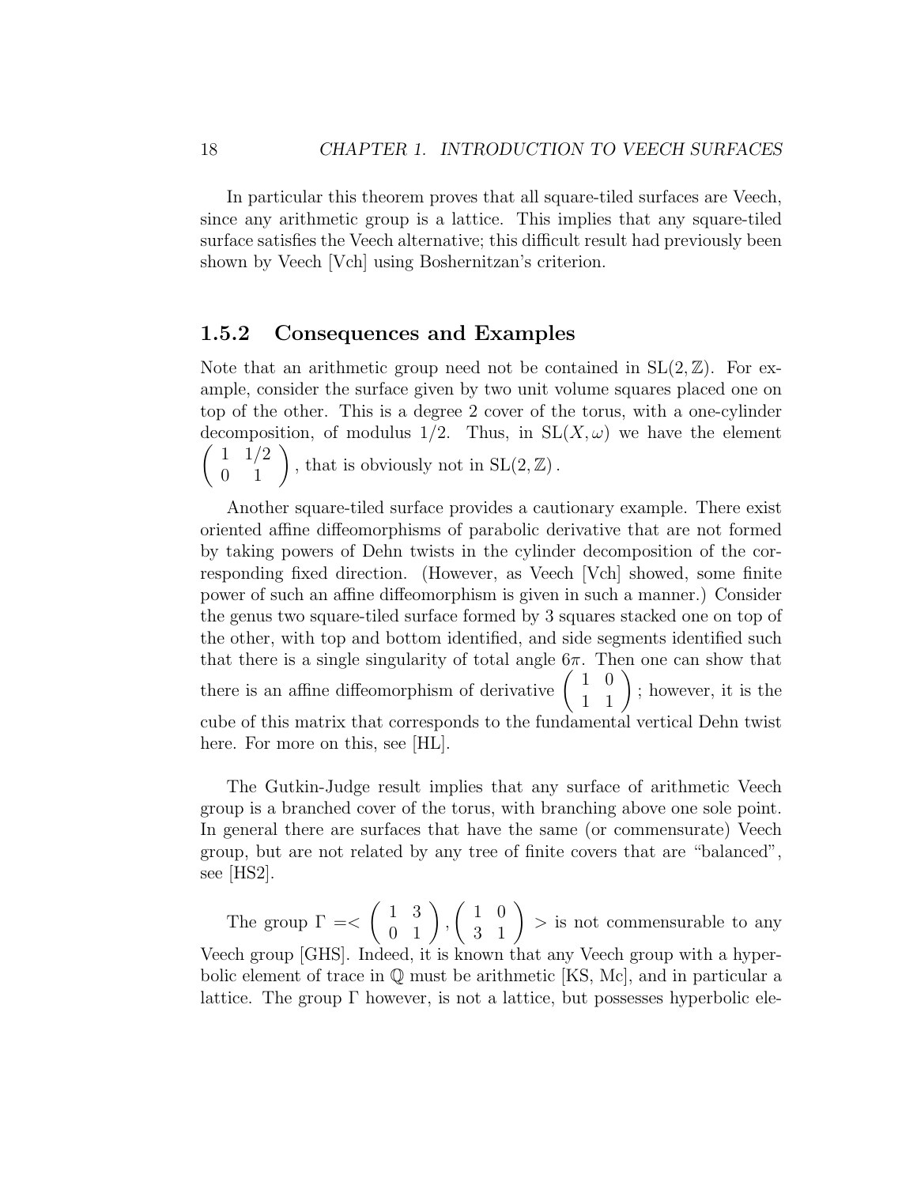In particular this theorem proves that all square-tiled surfaces are Veech, since any arithmetic group is a lattice. This implies that any square-tiled surface satisfies the Veech alternative; this difficult result had previously been shown by Veech [Vch] using Boshernitzan's criterion.

### 1.5.2 Consequences and Examples

Note that an arithmetic group need not be contained in $\mathrm{SL}(2,\mathbb{Z})$. For example, consider the surface given by two unit volume squares placed one on top of the other. This is a degree 2 cover of the torus, with a one-cylinder decomposition, of modulus $1/2$. Thus, in $\mathrm{SL}(X,\omega)$ we have the element $\begin{pmatrix} 1 & 1/2 \\ 0 & 1 \end{pmatrix}$, that is obviously not in $\mathrm{SL}(2,\mathbb{Z})$.

Another square-tiled surface provides a cautionary example. There exist oriented affine diffeomorphisms of parabolic derivative that are not formed by taking powers of Dehn twists in the cylinder decomposition of the corresponding fixed direction. (However, as Veech [Vch] showed, some finite power of such an affine diffeomorphism is given in such a manner.) Consider the genus two square-tiled surface formed by 3 squares stacked one on top of the other, with top and bottom identified, and side segments identified such that there is a single singularity of total angle $6\pi$. Then one can show that there is an affine diffeomorphism of derivative $\begin{pmatrix} 1 & 0 \\ 1 & 1 \end{pmatrix}$; however, it is the cube of this matrix that corresponds to the fundamental vertical Dehn twist here. For more on this, see [HL].

The Gutkin-Judge result implies that any surface of arithmetic Veech group is a branched cover of the torus, with branching above one sole point. In general there are surfaces that have the same (or commensurate) Veech group, but are not related by any tree of finite covers that are "balanced", see [HS2].

The group $\Gamma = < \begin{pmatrix} 1 & 3 \\ 0 & 1 \end{pmatrix}, \begin{pmatrix} 1 & 0 \\ 3 & 1 \end{pmatrix} >$ is not commensurable to any Veech group [GHS]. Indeed, it is known that any Veech group with a hyperbolic element of trace in $\mathbb{Q}$ must be arithmetic [KS, Mc], and in particular a lattice. The group $\Gamma$ however, is not a lattice, but possesses hyperbolic ele-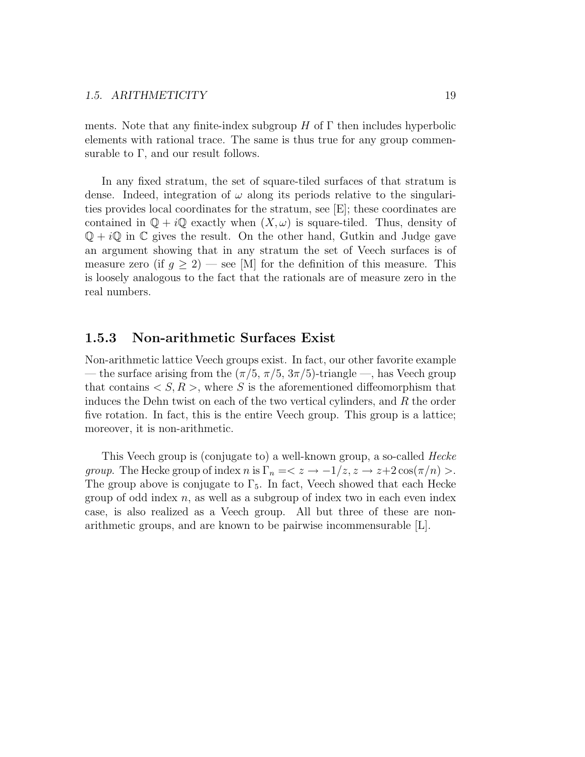ments. Note that any finite-index subgroup $H$ of $\Gamma$ then includes hyperbolic elements with rational trace. The same is thus true for any group commensurable to $\Gamma$, and our result follows.

In any fixed stratum, the set of square-tiled surfaces of that stratum is dense. Indeed, integration of $\omega$ along its periods relative to the singularities provides local coordinates for the stratum, see [E]; these coordinates are contained in $\mathbb{Q} + i\mathbb{Q}$ exactly when $(X, \omega)$ is square-tiled. Thus, density of $\mathbb{Q} + i\mathbb{Q}$ in $\mathbb{C}$ gives the result. On the other hand, Gutkin and Judge gave an argument showing that in any stratum the set of Veech surfaces is of measure zero (if $g \geq 2$) — see [M] for the definition of this measure. This is loosely analogous to the fact that the rationals are of measure zero in the real numbers.

### 1.5.3 Non-arithmetic Surfaces Exist

Non-arithmetic lattice Veech groups exist. In fact, our other favorite example — the surface arising from the $(\pi/5, \pi/5, 3\pi/5)$-triangle —, has Veech group that contains $< S, R >$, where $S$ is the aforementioned diffeomorphism that induces the Dehn twist on each of the two vertical cylinders, and $R$ the order five rotation. In fact, this is the entire Veech group. This group is a lattice; moreover, it is non-arithmetic.

This Veech group is (conjugate to) a well-known group, a so-called *Hecke group*. The Hecke group of index $n$ is $\Gamma_n =< z \to -1/z, z \to z + 2\cos(\pi/n) >$. The group above is conjugate to $\Gamma_5$. In fact, Veech showed that each Hecke group of odd index $n$, as well as a subgroup of index two in each even index case, is also realized as a Veech group. All but three of these are non-arithmetic groups, and are known to be pairwise incommensurable [L].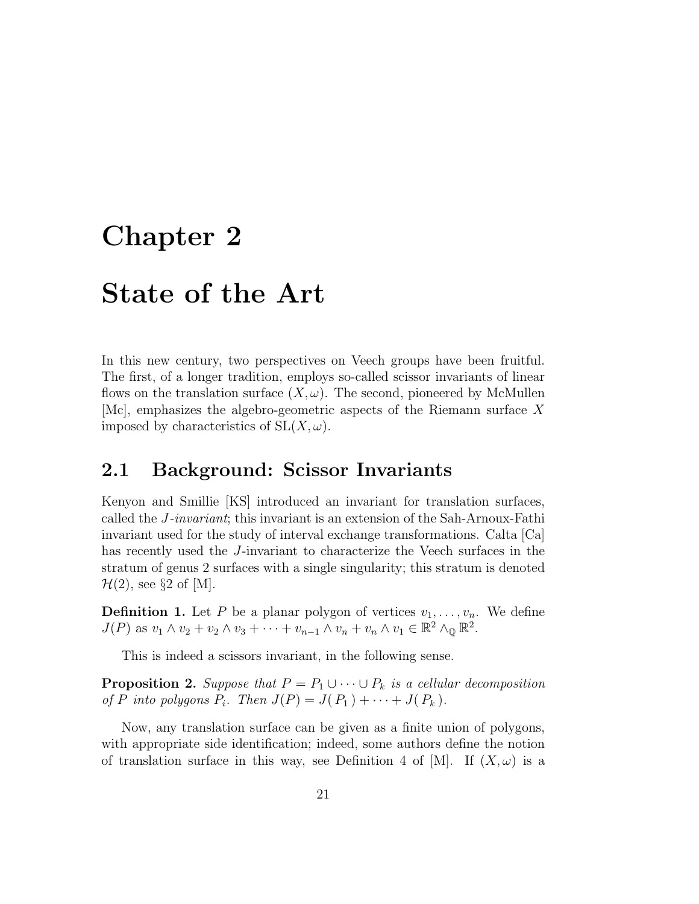# Chapter 2

# State of the Art

In this new century, two perspectives on Veech groups have been fruitful. The first, of a longer tradition, employs so-called scissor invariants of linear flows on the translation surface $(X, \omega)$. The second, pioneered by McMullen [Mc], emphasizes the algebro-geometric aspects of the Riemann surface $X$ imposed by characteristics of $\mathrm{SL}(X, \omega)$.

## 2.1 Background: Scissor Invariants

Kenyon and Smillie [KS] introduced an invariant for translation surfaces, called the *J-invariant*; this invariant is an extension of the Sah-Arnoux-Fathi invariant used for the study of interval exchange transformations. Calta [Ca] has recently used the $J$-invariant to characterize the Veech surfaces in the stratum of genus 2 surfaces with a single singularity; this stratum is denoted $\mathcal{H}(2)$, see §2 of [M].

**Definition 1.** Let $P$ be a planar polygon of vertices $v_1, \dots, v_n$. We define $J(P)$ as $v_1 \wedge v_2 + v_2 \wedge v_3 + \cdots + v_{n-1} \wedge v_n + v_n \wedge v_1 \in \mathbb{R}^2 \wedge_{\mathbb{Q}} \mathbb{R}^2$.

This is indeed a scissors invariant, in the following sense.

**Proposition 2.** *Suppose that $P = P_1 \cup \cdots \cup P_k$ is a cellular decomposition of $P$ into polygons $P_i$. Then $J(P) = J(P_1) + \cdots + J(P_k)$.*

Now, any translation surface can be given as a finite union of polygons, with appropriate side identification; indeed, some authors define the notion of translation surface in this way, see Definition 4 of [M]. If $(X, \omega)$ is a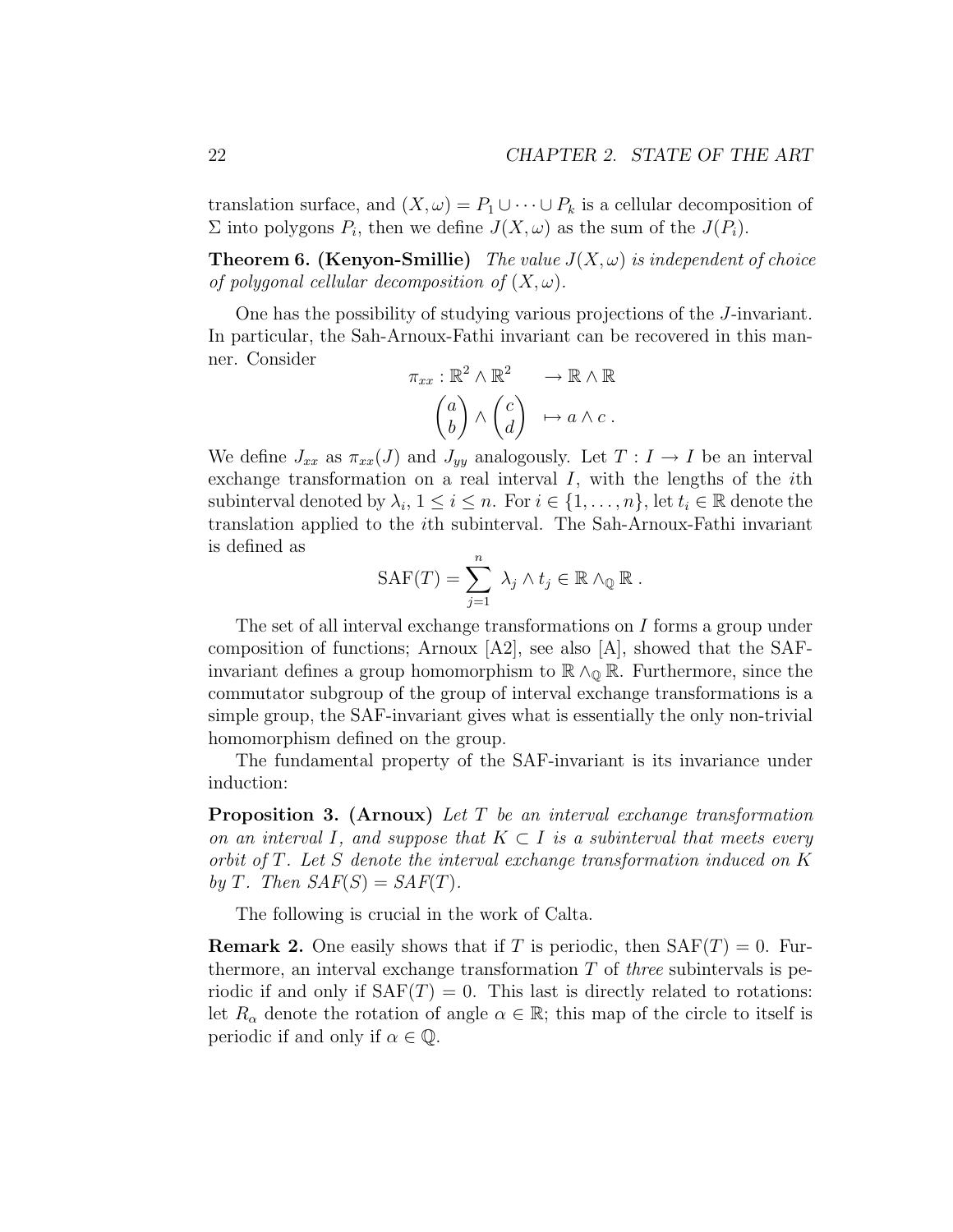translation surface, and $(X, \omega) = P_1 \cup \cdots \cup P_k$ is a cellular decomposition of $\Sigma$ into polygons $P_i$, then we define $J(X, \omega)$ as the sum of the $J(P_i)$.

**Theorem 6. (Kenyon-Smillie)** *The value $J(X, \omega)$ is independent of choice of polygonal cellular decomposition of $(X, \omega)$.*

One has the possibility of studying various projections of the $J$-invariant. In particular, the Sah-Arnoux-Fathi invariant can be recovered in this manner. Consider

$$
\begin{aligned}
\pi_{xx} : \mathbb{R}^2 \wedge \mathbb{R}^2 \quad &\to \mathbb{R} \wedge \mathbb{R} \\
\begin{pmatrix} a \\ b \end{pmatrix} \wedge \begin{pmatrix} c \\ d \end{pmatrix} \quad &\mapsto a \wedge c \, .
\end{aligned}
$$

We define $J_{xx}$ as $\pi_{xx}(J)$ and $J_{yy}$ analogously. Let $T : I \to I$ be an interval exchange transformation on a real interval $I$, with the lengths of the $i$th subinterval denoted by $\lambda_i$, $1 \leq i \leq n$. For $i \in \{1, \ldots, n\}$, let $t_i \in \mathbb{R}$ denote the translation applied to the $i$th subinterval. The Sah-Arnoux-Fathi invariant is defined as

$$
\mathrm{SAF}(T) = \sum_{j=1}^{n} \lambda_j \wedge t_j \in \mathbb{R} \wedge_{\mathbb{Q}} \mathbb{R} \, .
$$

The set of all interval exchange transformations on $I$ forms a group under composition of functions; Arnoux [A2], see also [A], showed that the SAF-invariant defines a group homomorphism to $\mathbb{R} \wedge_{\mathbb{Q}} \mathbb{R}$. Furthermore, since the commutator subgroup of the group of interval exchange transformations is a simple group, the SAF-invariant gives what is essentially the only non-trivial homomorphism defined on the group.

The fundamental property of the SAF-invariant is its invariance under induction:

**Proposition 3. (Arnoux)** *Let $T$ be an interval exchange transformation on an interval $I$, and suppose that $K \subset I$ is a subinterval that meets every orbit of $T$. Let $S$ denote the interval exchange transformation induced on $K$ by $T$. Then $SAF(S) = SAF(T)$.*

The following is crucial in the work of Calta.

**Remark 2.** One easily shows that if $T$ is periodic, then $\mathrm{SAF}(T) = 0$. Furthermore, an interval exchange transformation $T$ of *three* subintervals is periodic if and only if $\mathrm{SAF}(T) = 0$. This last is directly related to rotations: let $R_\alpha$ denote the rotation of angle $\alpha \in \mathbb{R}$; this map of the circle to itself is periodic if and only if $\alpha \in \mathbb{Q}$.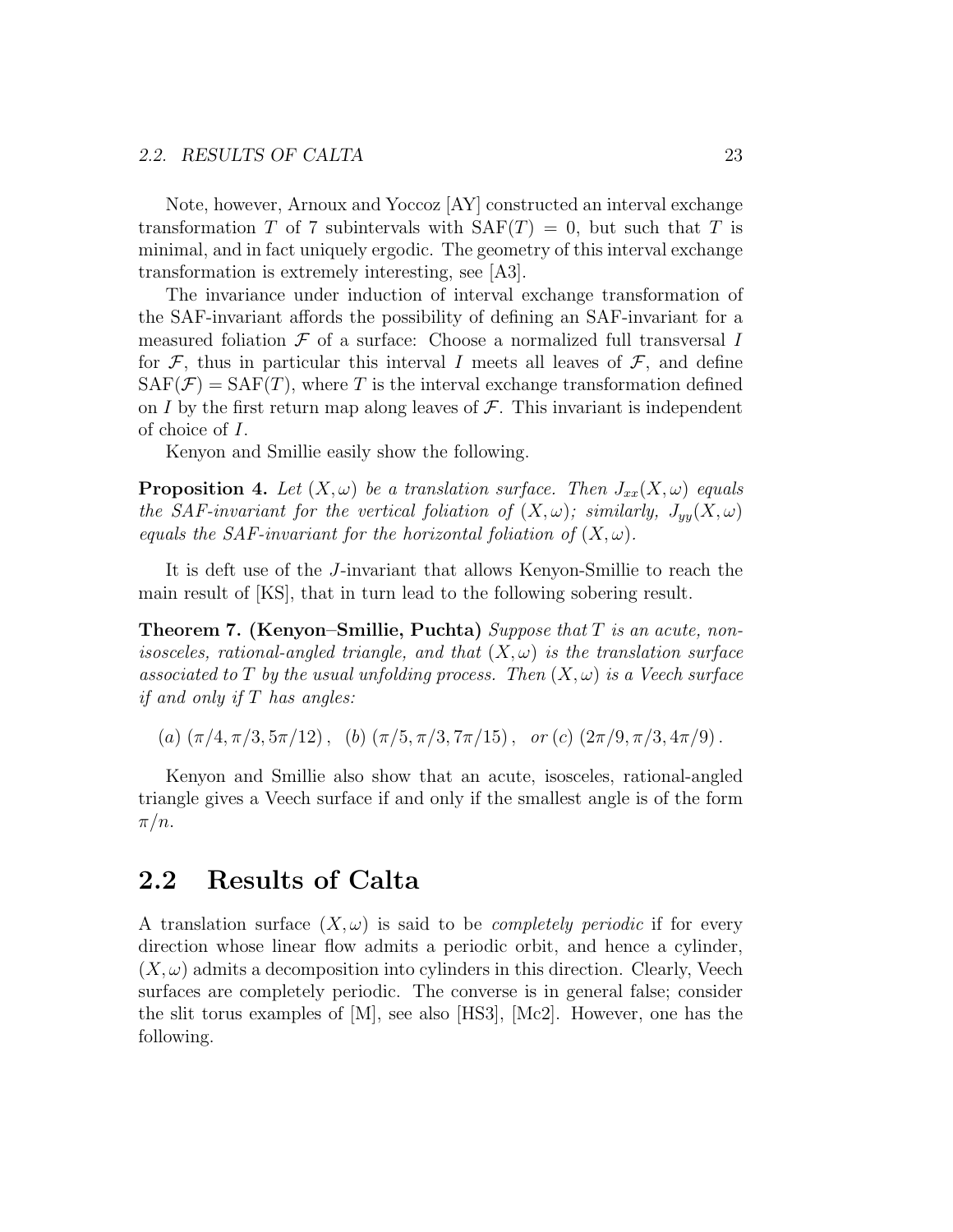Note, however, Arnoux and Yoccoz [AY] constructed an interval exchange transformation $T$ of 7 subintervals with $\mathrm{SAF}(T) = 0$, but such that $T$ is minimal, and in fact uniquely ergodic. The geometry of this interval exchange transformation is extremely interesting, see [A3].

The invariance under induction of interval exchange transformation of the SAF-invariant affords the possibility of defining an SAF-invariant for a measured foliation $\mathcal{F}$ of a surface: Choose a normalized full transversal $I$ for $\mathcal{F}$, thus in particular this interval $I$ meets all leaves of $\mathcal{F}$, and define $\mathrm{SAF}(\mathcal{F}) = \mathrm{SAF}(T)$, where $T$ is the interval exchange transformation defined on $I$ by the first return map along leaves of $\mathcal{F}$. This invariant is independent of choice of $I$.

Kenyon and Smillie easily show the following.

**Proposition 4.** *Let $(X, \omega)$ be a translation surface. Then $J_{xx}(X, \omega)$ equals the SAF-invariant for the vertical foliation of $(X, \omega)$; similarly, $J_{yy}(X, \omega)$ equals the SAF-invariant for the horizontal foliation of $(X, \omega)$.*

It is deft use of the $J$-invariant that allows Kenyon-Smillie to reach the main result of [KS], that in turn lead to the following sobering result.

**Theorem 7. (Kenyon–Smillie, Puchta)** *Suppose that $T$ is an acute, non-isosceles, rational-angled triangle, and that $(X, \omega)$ is the translation surface associated to $T$ by the usual unfolding process. Then $(X, \omega)$ is a Veech surface if and only if $T$ has angles:*

$$(a)\ (\pi/4, \pi/3, 5\pi/12)\,, \quad (b)\ (\pi/5, \pi/3, 7\pi/15)\,, \quad or\ (c)\ (2\pi/9, \pi/3, 4\pi/9)\,.$$

Kenyon and Smillie also show that an acute, isosceles, rational-angled triangle gives a Veech surface if and only if the smallest angle is of the form $\pi/n$.

## 2.2 Results of Calta

A translation surface $(X, \omega)$ is said to be *completely periodic* if for every direction whose linear flow admits a periodic orbit, and hence a cylinder, $(X, \omega)$ admits a decomposition into cylinders in this direction. Clearly, Veech surfaces are completely periodic. The converse is in general false; consider the slit torus examples of [M], see also [HS3], [Mc2]. However, one has the following.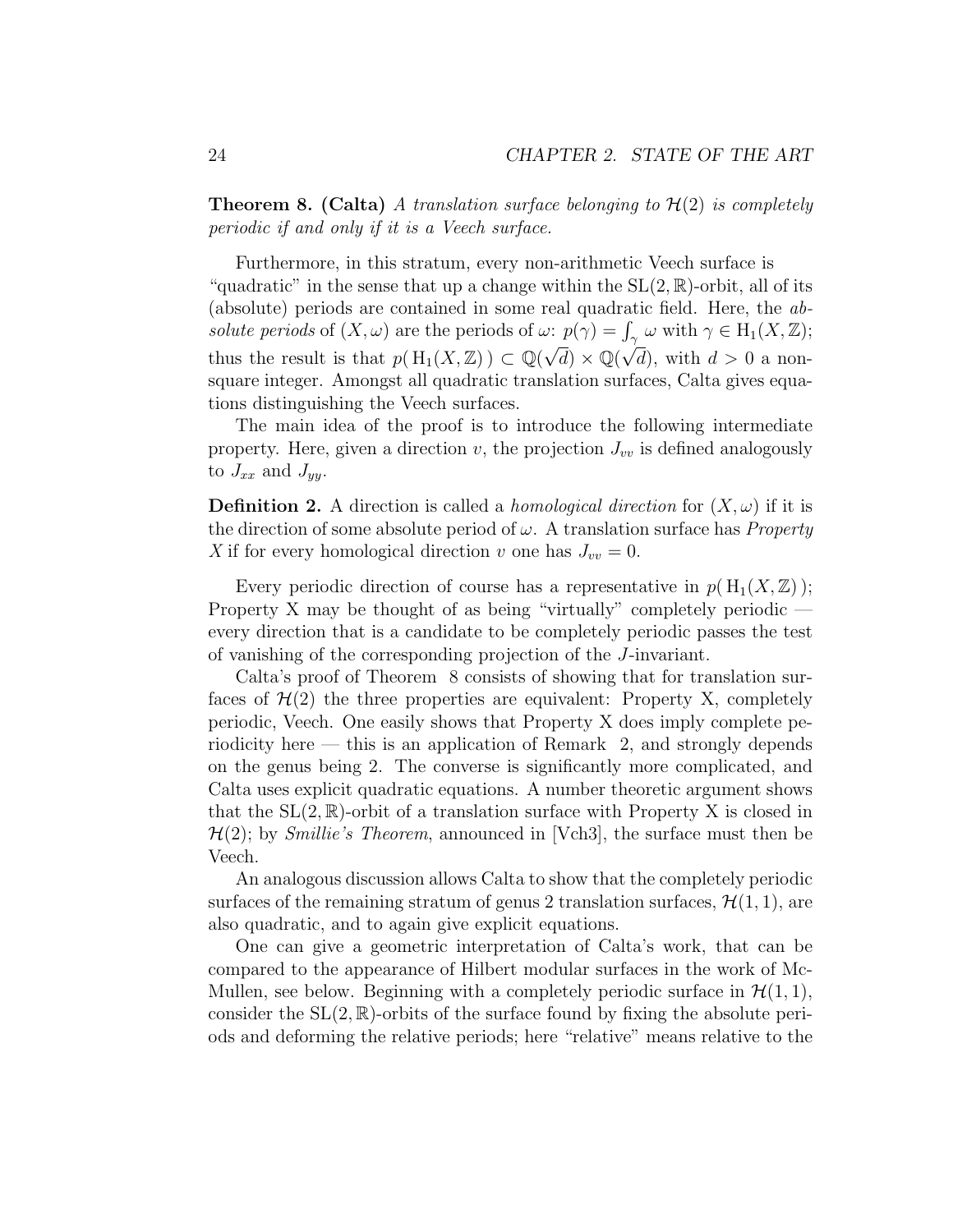**Theorem 8. (Calta)** *A translation surface belonging to $\mathcal{H}(2)$ is completely periodic if and only if it is a Veech surface.*

Furthermore, in this stratum, every non-arithmetic Veech surface is "quadratic" in the sense that up a change within the $\mathrm{SL}(2,\mathbb{R})$-orbit, all of its (absolute) periods are contained in some real quadratic field. Here, the *absolute periods* of $(X,\omega)$ are the periods of $\omega$: $p(\gamma) = \int_\gamma \omega$ with $\gamma \in \mathrm{H}_1(X,\mathbb{Z})$; thus the result is that $p(\,\mathrm{H}_1(X,\mathbb{Z})\,) \subset \mathbb{Q}(\sqrt{d}) \times \mathbb{Q}(\sqrt{d})$, with $d > 0$ a non-square integer. Amongst all quadratic translation surfaces, Calta gives equations distinguishing the Veech surfaces.

The main idea of the proof is to introduce the following intermediate property. Here, given a direction $v$, the projection $J_{vv}$ is defined analogously to $J_{xx}$ and $J_{yy}$.

**Definition 2.** A direction is called a *homological direction* for $(X,\omega)$ if it is the direction of some absolute period of $\omega$. A translation surface has *Property X* if for every homological direction $v$ one has $J_{vv} = 0$.

Every periodic direction of course has a representative in $p(\,\mathrm{H}_1(X,\mathbb{Z})\,)$; Property X may be thought of as being "virtually" completely periodic — every direction that is a candidate to be completely periodic passes the test of vanishing of the corresponding projection of the $J$-invariant.

Calta's proof of Theorem 8 consists of showing that for translation surfaces of $\mathcal{H}(2)$ the three properties are equivalent: Property X, completely periodic, Veech. One easily shows that Property X does imply complete periodicity here — this is an application of Remark 2, and strongly depends on the genus being 2. The converse is significantly more complicated, and Calta uses explicit quadratic equations. A number theoretic argument shows that the $\mathrm{SL}(2,\mathbb{R})$-orbit of a translation surface with Property X is closed in $\mathcal{H}(2)$; by *Smillie's Theorem*, announced in [Vch3], the surface must then be Veech.

An analogous discussion allows Calta to show that the completely periodic surfaces of the remaining stratum of genus 2 translation surfaces, $\mathcal{H}(1,1)$, are also quadratic, and to again give explicit equations.

One can give a geometric interpretation of Calta's work, that can be compared to the appearance of Hilbert modular surfaces in the work of McMullen, see below. Beginning with a completely periodic surface in $\mathcal{H}(1,1)$, consider the $\mathrm{SL}(2,\mathbb{R})$-orbits of the surface found by fixing the absolute periods and deforming the relative periods; here "relative" means relative to the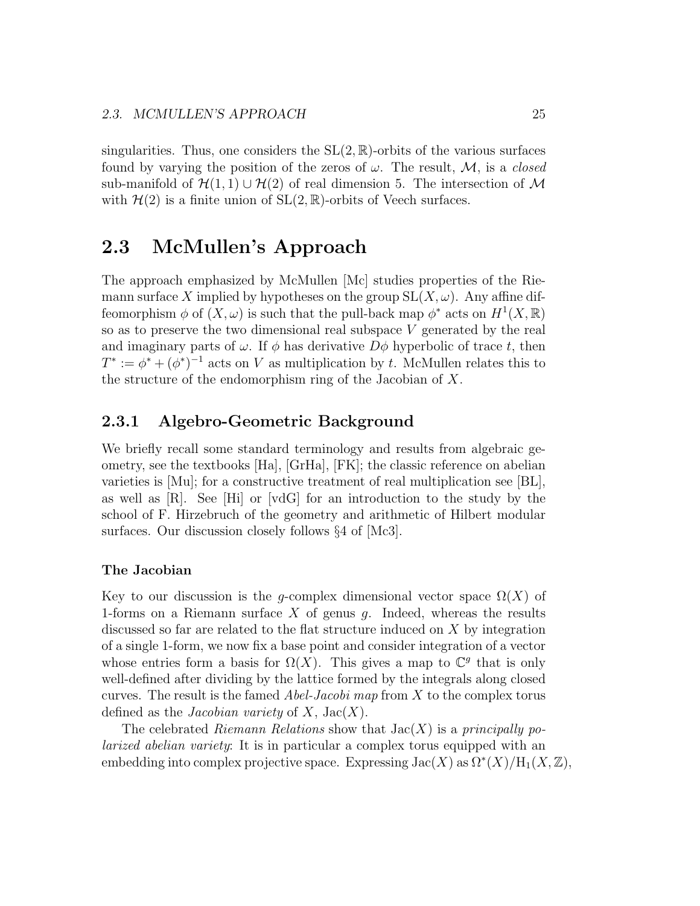singularities. Thus, one considers the $\mathrm{SL}(2,\mathbb{R})$-orbits of the various surfaces found by varying the position of the zeros of $\omega$. The result, $\mathcal{M}$, is a *closed* sub-manifold of $\mathcal{H}(1,1) \cup \mathcal{H}(2)$ of real dimension 5. The intersection of $\mathcal{M}$ with $\mathcal{H}(2)$ is a finite union of $\mathrm{SL}(2,\mathbb{R})$-orbits of Veech surfaces.

## 2.3 McMullen's Approach

The approach emphasized by McMullen [Mc] studies properties of the Riemann surface $X$ implied by hypotheses on the group $\mathrm{SL}(X,\omega)$. Any affine diffeomorphism $\phi$ of $(X,\omega)$ is such that the pull-back map $\phi^*$ acts on $H^1(X,\mathbb{R})$ so as to preserve the two dimensional real subspace $V$ generated by the real and imaginary parts of $\omega$. If $\phi$ has derivative $D\phi$ hyperbolic of trace $t$, then $T^* := \phi^* + (\phi^*)^{-1}$ acts on $V$ as multiplication by $t$. McMullen relates this to the structure of the endomorphism ring of the Jacobian of $X$.

### 2.3.1 Algebro-Geometric Background

We briefly recall some standard terminology and results from algebraic geometry, see the textbooks [Ha], [GrHa], [FK]; the classic reference on abelian varieties is [Mu]; for a constructive treatment of real multiplication see [BL], as well as [R]. See [Hi] or [vdG] for an introduction to the study by the school of F. Hirzebruch of the geometry and arithmetic of Hilbert modular surfaces. Our discussion closely follows §4 of [Mc3].

#### The Jacobian

Key to our discussion is the $g$-complex dimensional vector space $\Omega(X)$ of 1-forms on a Riemann surface $X$ of genus $g$. Indeed, whereas the results discussed so far are related to the flat structure induced on $X$ by integration of a single 1-form, we now fix a base point and consider integration of a vector whose entries form a basis for $\Omega(X)$. This gives a map to $\mathbb{C}^g$ that is only well-defined after dividing by the lattice formed by the integrals along closed curves. The result is the famed *Abel-Jacobi map* from $X$ to the complex torus defined as the *Jacobian variety* of $X$, $\mathrm{Jac}(X)$.

The celebrated *Riemann Relations* show that $\mathrm{Jac}(X)$ is a *principally polarized abelian variety*: It is in particular a complex torus equipped with an embedding into complex projective space. Expressing $\mathrm{Jac}(X)$ as $\Omega^*(X)/\mathrm{H}_1(X,\mathbb{Z})$,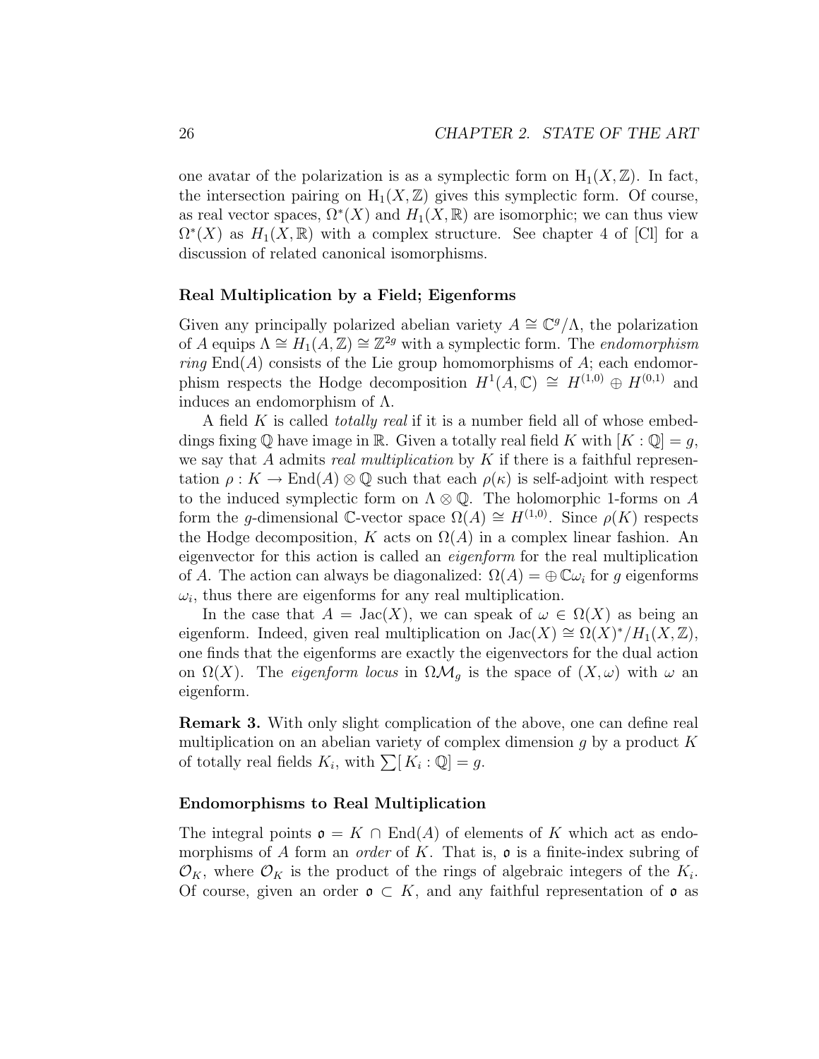one avatar of the polarization is as a symplectic form on $\mathrm{H}_1(X, \mathbb{Z})$. In fact, the intersection pairing on $\mathrm{H}_1(X, \mathbb{Z})$ gives this symplectic form. Of course, as real vector spaces, $\Omega^*(X)$ and $H_1(X, \mathbb{R})$ are isomorphic; we can thus view $\Omega^*(X)$ as $H_1(X, \mathbb{R})$ with a complex structure. See chapter 4 of [Cl] for a discussion of related canonical isomorphisms.

### Real Multiplication by a Field; Eigenforms

Given any principally polarized abelian variety $A \cong \mathbb{C}^g/\Lambda$, the polarization of $A$ equips $\Lambda \cong H_1(A, \mathbb{Z}) \cong \mathbb{Z}^{2g}$ with a symplectic form. The *endomorphism ring* $\mathrm{End}(A)$ consists of the Lie group homomorphisms of $A$; each endomorphism respects the Hodge decomposition $H^1(A, \mathbb{C}) \cong H^{(1,0)} \oplus H^{(0,1)}$ and induces an endomorphism of $\Lambda$.

A field $K$ is called *totally real* if it is a number field all of whose embeddings fixing $\mathbb{Q}$ have image in $\mathbb{R}$. Given a totally real field $K$ with $[K : \mathbb{Q}] = g$, we say that $A$ admits *real multiplication* by $K$ if there is a faithful representation $\rho : K \to \mathrm{End}(A) \otimes \mathbb{Q}$ such that each $\rho(\kappa)$ is self-adjoint with respect to the induced symplectic form on $\Lambda \otimes \mathbb{Q}$. The holomorphic 1-forms on $A$ form the $g$-dimensional $\mathbb{C}$-vector space $\Omega(A) \cong H^{(1,0)}$. Since $\rho(K)$ respects the Hodge decomposition, $K$ acts on $\Omega(A)$ in a complex linear fashion. An eigenvector for this action is called an *eigenform* for the real multiplication of $A$. The action can always be diagonalized: $\Omega(A) = \oplus \mathbb{C}\omega_i$ for $g$ eigenforms $\omega_i$, thus there are eigenforms for any real multiplication.

In the case that $A = \mathrm{Jac}(X)$, we can speak of $\omega \in \Omega(X)$ as being an eigenform. Indeed, given real multiplication on $\mathrm{Jac}(X) \cong \Omega(X)^*/H_1(X, \mathbb{Z})$, one finds that the eigenforms are exactly the eigenvectors for the dual action on $\Omega(X)$. The *eigenform locus* in $\Omega\mathcal{M}_g$ is the space of $(X, \omega)$ with $\omega$ an eigenform.

**Remark 3.** With only slight complication of the above, one can define real multiplication on an abelian variety of complex dimension $g$ by a product $K$ of totally real fields $K_i$, with $\sum [K_i : \mathbb{Q}] = g$.

### Endomorphisms to Real Multiplication

The integral points $\mathfrak{o} = K \cap \mathrm{End}(A)$ of elements of $K$ which act as endomorphisms of $A$ form an *order* of $K$. That is, $\mathfrak{o}$ is a finite-index subring of $\mathcal{O}_K$, where $\mathcal{O}_K$ is the product of the rings of algebraic integers of the $K_i$. Of course, given an order $\mathfrak{o} \subset K$, and any faithful representation of $\mathfrak{o}$ as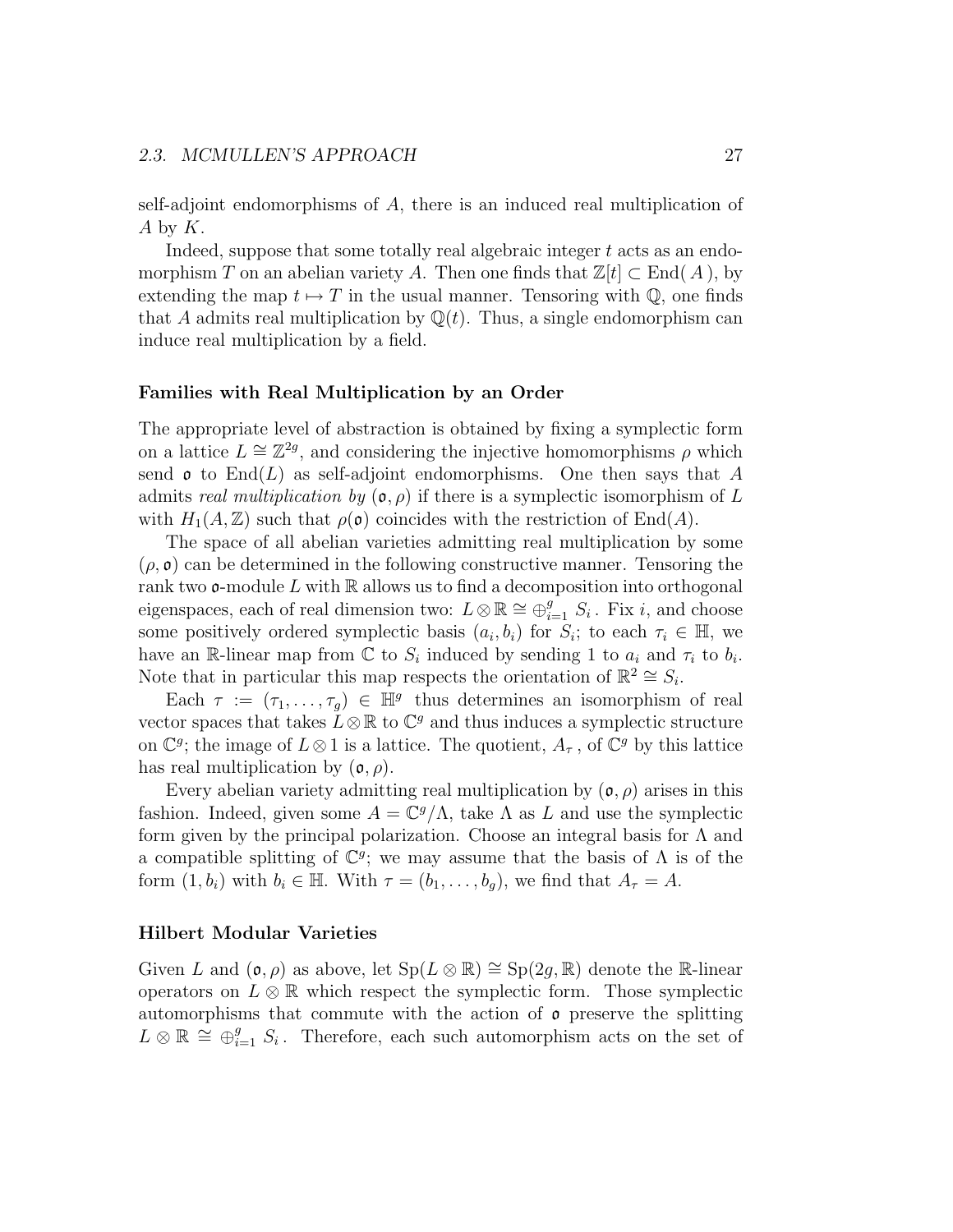self-adjoint endomorphisms of $A$, there is an induced real multiplication of $A$ by $K$.

Indeed, suppose that some totally real algebraic integer $t$ acts as an endomorphism $T$ on an abelian variety $A$. Then one finds that $\mathbb{Z}[t] \subset \mathrm{End}(A)$, by extending the map $t \mapsto T$ in the usual manner. Tensoring with $\mathbb{Q}$, one finds that $A$ admits real multiplication by $\mathbb{Q}(t)$. Thus, a single endomorphism can induce real multiplication by a field.

### Families with Real Multiplication by an Order

The appropriate level of abstraction is obtained by fixing a symplectic form on a lattice $L \cong \mathbb{Z}^{2g}$, and considering the injective homomorphisms $\rho$ which send $\mathfrak{o}$ to $\mathrm{End}(L)$ as self-adjoint endomorphisms. One then says that $A$ admits *real multiplication by* $(\mathfrak{o}, \rho)$ if there is a symplectic isomorphism of $L$ with $H_1(A, \mathbb{Z})$ such that $\rho(\mathfrak{o})$ coincides with the restriction of $\mathrm{End}(A)$.

The space of all abelian varieties admitting real multiplication by some $(\rho, \mathfrak{o})$ can be determined in the following constructive manner. Tensoring the rank two $\mathfrak{o}$-module $L$ with $\mathbb{R}$ allows us to find a decomposition into orthogonal eigenspaces, each of real dimension two: $L \otimes \mathbb{R} \cong \oplus_{i=1}^{g} S_i$. Fix $i$, and choose some positively ordered symplectic basis $(a_i, b_i)$ for $S_i$; to each $\tau_i \in \mathbb{H}$, we have an $\mathbb{R}$-linear map from $\mathbb{C}$ to $S_i$ induced by sending 1 to $a_i$ and $\tau_i$ to $b_i$. Note that in particular this map respects the orientation of $\mathbb{R}^2 \cong S_i$.

Each $\tau := (\tau_1, \ldots, \tau_g) \in \mathbb{H}^g$ thus determines an isomorphism of real vector spaces that takes $L \otimes \mathbb{R}$ to $\mathbb{C}^g$ and thus induces a symplectic structure on $\mathbb{C}^g$; the image of $L \otimes 1$ is a lattice. The quotient, $A_\tau$, of $\mathbb{C}^g$ by this lattice has real multiplication by $(\mathfrak{o}, \rho)$.

Every abelian variety admitting real multiplication by $(\mathfrak{o}, \rho)$ arises in this fashion. Indeed, given some $A = \mathbb{C}^g/\Lambda$, take $\Lambda$ as $L$ and use the symplectic form given by the principal polarization. Choose an integral basis for $\Lambda$ and a compatible splitting of $\mathbb{C}^g$; we may assume that the basis of $\Lambda$ is of the form $(1, b_i)$ with $b_i \in \mathbb{H}$. With $\tau = (b_1, \ldots, b_g)$, we find that $A_\tau = A$.

### Hilbert Modular Varieties

Given $L$ and $(\mathfrak{o}, \rho)$ as above, let $\mathrm{Sp}(L \otimes \mathbb{R}) \cong \mathrm{Sp}(2g, \mathbb{R})$ denote the $\mathbb{R}$-linear operators on $L \otimes \mathbb{R}$ which respect the symplectic form. Those symplectic automorphisms that commute with the action of $\mathfrak{o}$ preserve the splitting $L \otimes \mathbb{R} \cong \oplus_{i=1}^{g} S_i$. Therefore, each such automorphism acts on the set of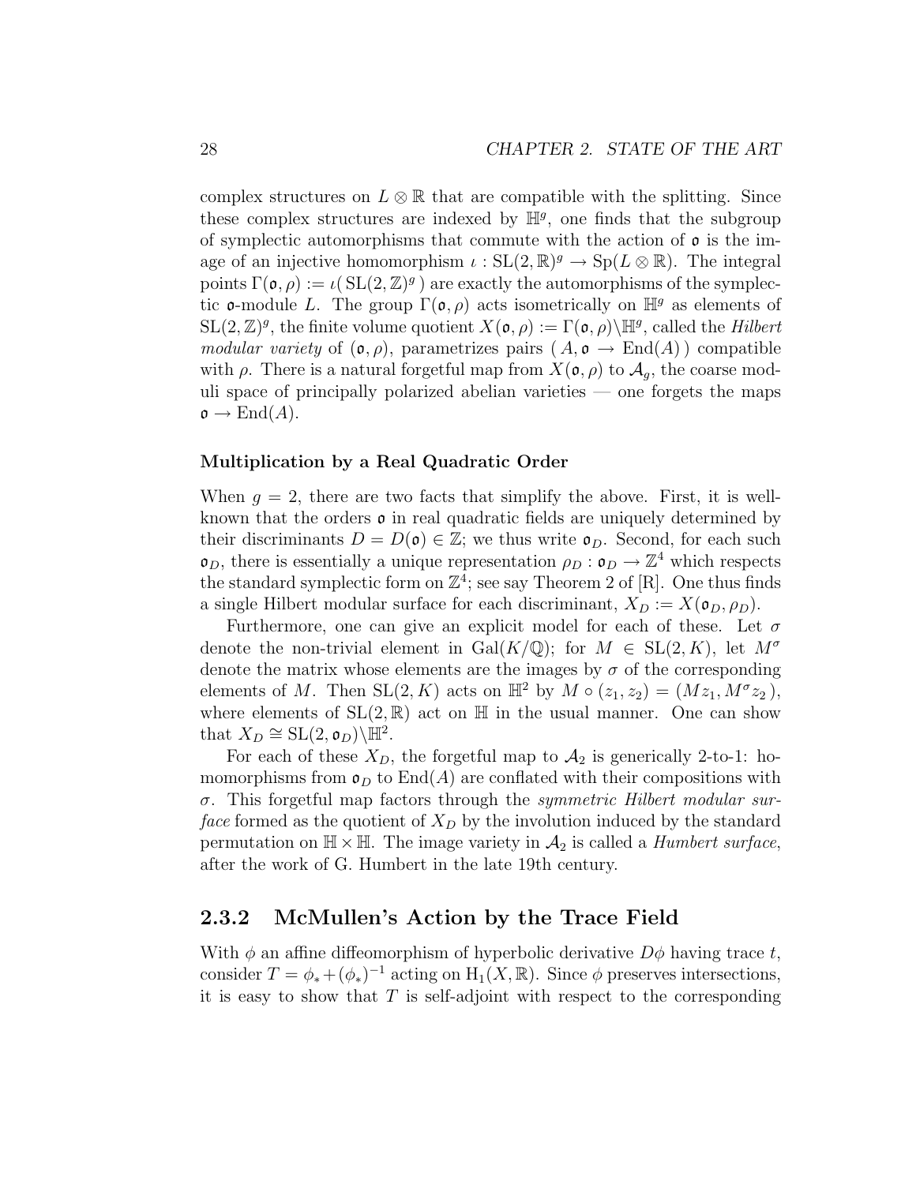complex structures on $L \otimes \mathbb{R}$ that are compatible with the splitting. Since these complex structures are indexed by $\mathbb{H}^g$, one finds that the subgroup of symplectic automorphisms that commute with the action of $\mathfrak{o}$ is the image of an injective homomorphism $\iota : \mathrm{SL}(2, \mathbb{R})^g \to \mathrm{Sp}(L \otimes \mathbb{R})$. The integral points $\Gamma(\mathfrak{o}, \rho) := \iota(\,\mathrm{SL}(2, \mathbb{Z})^g\,)$ are exactly the automorphisms of the symplectic $\mathfrak{o}$-module $L$. The group $\Gamma(\mathfrak{o}, \rho)$ acts isometrically on $\mathbb{H}^g$ as elements of $\mathrm{SL}(2, \mathbb{Z})^g$, the finite volume quotient $X(\mathfrak{o}, \rho) := \Gamma(\mathfrak{o}, \rho)\backslash\mathbb{H}^g$, called the *Hilbert modular variety* of $(\mathfrak{o}, \rho)$, parametrizes pairs $(\,A, \mathfrak{o} \to \mathrm{End}(A)\,)$ compatible with $\rho$. There is a natural forgetful map from $X(\mathfrak{o}, \rho)$ to $\mathcal{A}_g$, the coarse moduli space of principally polarized abelian varieties — one forgets the maps $\mathfrak{o} \to \mathrm{End}(A)$.

#### Multiplication by a Real Quadratic Order

When $g = 2$, there are two facts that simplify the above. First, it is well-known that the orders $\mathfrak{o}$ in real quadratic fields are uniquely determined by their discriminants $D = D(\mathfrak{o}) \in \mathbb{Z}$; we thus write $\mathfrak{o}_D$. Second, for each such $\mathfrak{o}_D$, there is essentially a unique representation $\rho_D : \mathfrak{o}_D \to \mathbb{Z}^4$ which respects the standard symplectic form on $\mathbb{Z}^4$; see say Theorem 2 of [R]. One thus finds a single Hilbert modular surface for each discriminant, $X_D := X(\mathfrak{o}_D, \rho_D)$.

Furthermore, one can give an explicit model for each of these. Let $\sigma$ denote the non-trivial element in $\mathrm{Gal}(K/\mathbb{Q})$; for $M \in \mathrm{SL}(2, K)$, let $M^\sigma$ denote the matrix whose elements are the images by $\sigma$ of the corresponding elements of $M$. Then $\mathrm{SL}(2, K)$ acts on $\mathbb{H}^2$ by $M \circ (z_1, z_2) = (Mz_1, M^\sigma z_2\,)$, where elements of $\mathrm{SL}(2, \mathbb{R})$ act on $\mathbb{H}$ in the usual manner. One can show that $X_D \cong \mathrm{SL}(2, \mathfrak{o}_D)\backslash\mathbb{H}^2$.

For each of these $X_D$, the forgetful map to $\mathcal{A}_2$ is generically 2-to-1: homomorphisms from $\mathfrak{o}_D$ to $\mathrm{End}(A)$ are conflated with their compositions with $\sigma$. This forgetful map factors through the *symmetric Hilbert modular surface* formed as the quotient of $X_D$ by the involution induced by the standard permutation on $\mathbb{H} \times \mathbb{H}$. The image variety in $\mathcal{A}_2$ is called a *Humbert surface*, after the work of G. Humbert in the late 19th century.

## 2.3.2 McMullen's Action by the Trace Field

With $\phi$ an affine diffeomorphism of hyperbolic derivative $D\phi$ having trace $t$, consider $T = \phi_* + (\phi_*)^{-1}$ acting on $\mathrm{H}_1(X, \mathbb{R})$. Since $\phi$ preserves intersections, it is easy to show that $T$ is self-adjoint with respect to the corresponding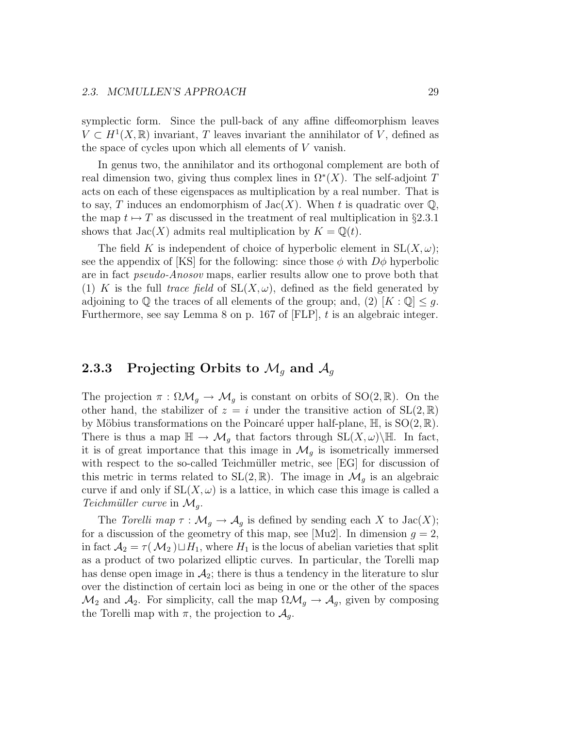symplectic form. Since the pull-back of any affine diffeomorphism leaves $V \subset H^1(X, \mathbb{R})$ invariant, $T$ leaves invariant the annihilator of $V$, defined as the space of cycles upon which all elements of $V$ vanish.

In genus two, the annihilator and its orthogonal complement are both of real dimension two, giving thus complex lines in $\Omega^*(X)$. The self-adjoint $T$ acts on each of these eigenspaces as multiplication by a real number. That is to say, $T$ induces an endomorphism of $\mathrm{Jac}(X)$. When $t$ is quadratic over $\mathbb{Q}$, the map $t \mapsto T$ as discussed in the treatment of real multiplication in §2.3.1 shows that $\mathrm{Jac}(X)$ admits real multiplication by $K = \mathbb{Q}(t)$.

The field $K$ is independent of choice of hyperbolic element in $\mathrm{SL}(X, \omega)$; see the appendix of [KS] for the following: since those $\phi$ with $D\phi$ hyperbolic are in fact *pseudo-Anosov* maps, earlier results allow one to prove both that (1) $K$ is the full *trace field* of $\mathrm{SL}(X, \omega)$, defined as the field generated by adjoining to $\mathbb{Q}$ the traces of all elements of the group; and, (2) $[K : \mathbb{Q}] \leq g$. Furthermore, see say Lemma 8 on p. 167 of [FLP], $t$ is an algebraic integer.

### 2.3.3 Projecting Orbits to $\mathcal{M}_g$ and $\mathcal{A}_g$

The projection $\pi : \Omega\mathcal{M}_g \to \mathcal{M}_g$ is constant on orbits of $\mathrm{SO}(2, \mathbb{R})$. On the other hand, the stabilizer of $z = i$ under the transitive action of $\mathrm{SL}(2, \mathbb{R})$ by Möbius transformations on the Poincaré upper half-plane, $\mathbb{H}$, is $\mathrm{SO}(2, \mathbb{R})$. There is thus a map $\mathbb{H} \to \mathcal{M}_g$ that factors through $\mathrm{SL}(X, \omega)\backslash\mathbb{H}$. In fact, it is of great importance that this image in $\mathcal{M}_g$ is isometrically immersed with respect to the so-called Teichmüller metric, see [EG] for discussion of this metric in terms related to $\mathrm{SL}(2, \mathbb{R})$. The image in $\mathcal{M}_g$ is an algebraic curve if and only if $\mathrm{SL}(X, \omega)$ is a lattice, in which case this image is called a *Teichmüller curve* in $\mathcal{M}_g$.

The *Torelli map* $\tau : \mathcal{M}_g \to \mathcal{A}_g$ is defined by sending each $X$ to $\mathrm{Jac}(X)$; for a discussion of the geometry of this map, see [Mu2]. In dimension $g = 2$, in fact $\mathcal{A}_2 = \tau(\mathcal{M}_2) \sqcup H_1$, where $H_1$ is the locus of abelian varieties that split as a product of two polarized elliptic curves. In particular, the Torelli map has dense open image in $\mathcal{A}_2$; there is thus a tendency in the literature to slur over the distinction of certain loci as being in one or the other of the spaces $\mathcal{M}_2$ and $\mathcal{A}_2$. For simplicity, call the map $\Omega\mathcal{M}_g \to \mathcal{A}_g$, given by composing the Torelli map with $\pi$, the projection to $\mathcal{A}_g$.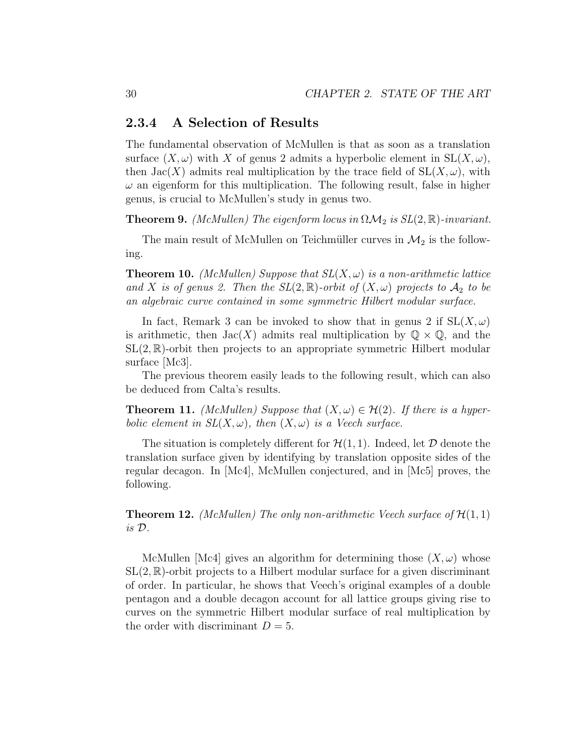### 2.3.4 A Selection of Results

The fundamental observation of McMullen is that as soon as a translation surface $(X, \omega)$ with $X$ of genus 2 admits a hyperbolic element in $\mathrm{SL}(X, \omega)$, then $\mathrm{Jac}(X)$ admits real multiplication by the trace field of $\mathrm{SL}(X, \omega)$, with $\omega$ an eigenform for this multiplication. The following result, false in higher genus, is crucial to McMullen's study in genus two.

**Theorem 9.** *(McMullen) The eigenform locus in $\Omega\mathcal{M}_2$ is $SL(2, \mathbb{R})$-invariant.*

The main result of McMullen on Teichmüller curves in $\mathcal{M}_2$ is the following.

**Theorem 10.** *(McMullen) Suppose that $SL(X, \omega)$ is a non-arithmetic lattice and $X$ is of genus 2. Then the $SL(2, \mathbb{R})$-orbit of $(X, \omega)$ projects to $\mathcal{A}_2$ to be an algebraic curve contained in some symmetric Hilbert modular surface.*

In fact, Remark 3 can be invoked to show that in genus 2 if $\mathrm{SL}(X, \omega)$ is arithmetic, then $\mathrm{Jac}(X)$ admits real multiplication by $\mathbb{Q} \times \mathbb{Q}$, and the $\mathrm{SL}(2, \mathbb{R})$-orbit then projects to an appropriate symmetric Hilbert modular surface [Mc3].

The previous theorem easily leads to the following result, which can also be deduced from Calta's results.

**Theorem 11.** *(McMullen) Suppose that $(X, \omega) \in \mathcal{H}(2)$. If there is a hyperbolic element in $SL(X, \omega)$, then $(X, \omega)$ is a Veech surface.*

The situation is completely different for $\mathcal{H}(1, 1)$. Indeed, let $\mathcal{D}$ denote the translation surface given by identifying by translation opposite sides of the regular decagon. In [Mc4], McMullen conjectured, and in [Mc5] proves, the following.

**Theorem 12.** *(McMullen) The only non-arithmetic Veech surface of $\mathcal{H}(1, 1)$ is $\mathcal{D}$.*

McMullen [Mc4] gives an algorithm for determining those $(X, \omega)$ whose $\mathrm{SL}(2, \mathbb{R})$-orbit projects to a Hilbert modular surface for a given discriminant of order. In particular, he shows that Veech's original examples of a double pentagon and a double decagon account for all lattice groups giving rise to curves on the symmetric Hilbert modular surface of real multiplication by the order with discriminant $D = 5$.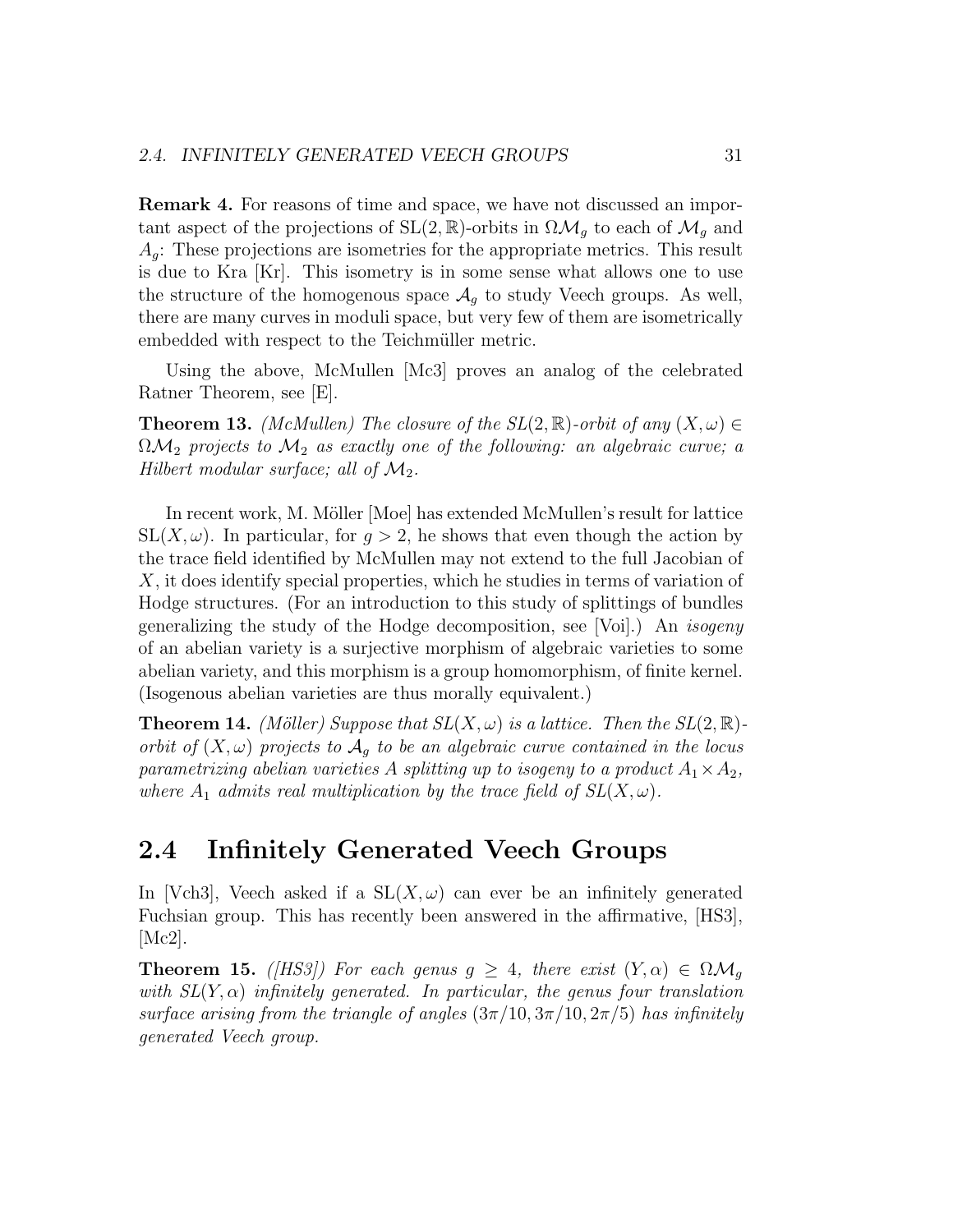**Remark 4.** For reasons of time and space, we have not discussed an important aspect of the projections of $\mathrm{SL}(2, \mathbb{R})$-orbits in $\Omega\mathcal{M}_g$ to each of $\mathcal{M}_g$ and $A_g$: These projections are isometries for the appropriate metrics. This result is due to Kra [Kr]. This isometry is in some sense what allows one to use the structure of the homogenous space $\mathcal{A}_g$ to study Veech groups. As well, there are many curves in moduli space, but very few of them are isometrically embedded with respect to the Teichmüller metric.

Using the above, McMullen [Mc3] proves an analog of the celebrated Ratner Theorem, see [E].

**Theorem 13.** *(McMullen) The closure of the $SL(2, \mathbb{R})$-orbit of any $(X, \omega) \in \Omega\mathcal{M}_2$ projects to $\mathcal{M}_2$ as exactly one of the following: an algebraic curve; a Hilbert modular surface; all of $\mathcal{M}_2$.*

In recent work, M. Möller [Moe] has extended McMullen's result for lattice $\mathrm{SL}(X, \omega)$. In particular, for $g > 2$, he shows that even though the action by the trace field identified by McMullen may not extend to the full Jacobian of $X$, it does identify special properties, which he studies in terms of variation of Hodge structures. (For an introduction to this study of splittings of bundles generalizing the study of the Hodge decomposition, see [Voi].) An *isogeny* of an abelian variety is a surjective morphism of algebraic varieties to some abelian variety, and this morphism is a group homomorphism, of finite kernel. (Isogenous abelian varieties are thus morally equivalent.)

**Theorem 14.** *(Möller) Suppose that $SL(X, \omega)$ is a lattice. Then the $SL(2, \mathbb{R})$-orbit of $(X, \omega)$ projects to $\mathcal{A}_g$ to be an algebraic curve contained in the locus parametrizing abelian varieties $A$ splitting up to isogeny to a product $A_1 \times A_2$, where $A_1$ admits real multiplication by the trace field of $SL(X, \omega)$.*

## 2.4 Infinitely Generated Veech Groups

In [Vch3], Veech asked if a $\mathrm{SL}(X, \omega)$ can ever be an infinitely generated Fuchsian group. This has recently been answered in the affirmative, [HS3], [Mc2].

**Theorem 15.** *([HS3]) For each genus $g \geq 4$, there exist $(Y, \alpha) \in \Omega\mathcal{M}_g$ with $SL(Y, \alpha)$ infinitely generated. In particular, the genus four translation surface arising from the triangle of angles $(3\pi/10, 3\pi/10, 2\pi/5)$ has infinitely generated Veech group.*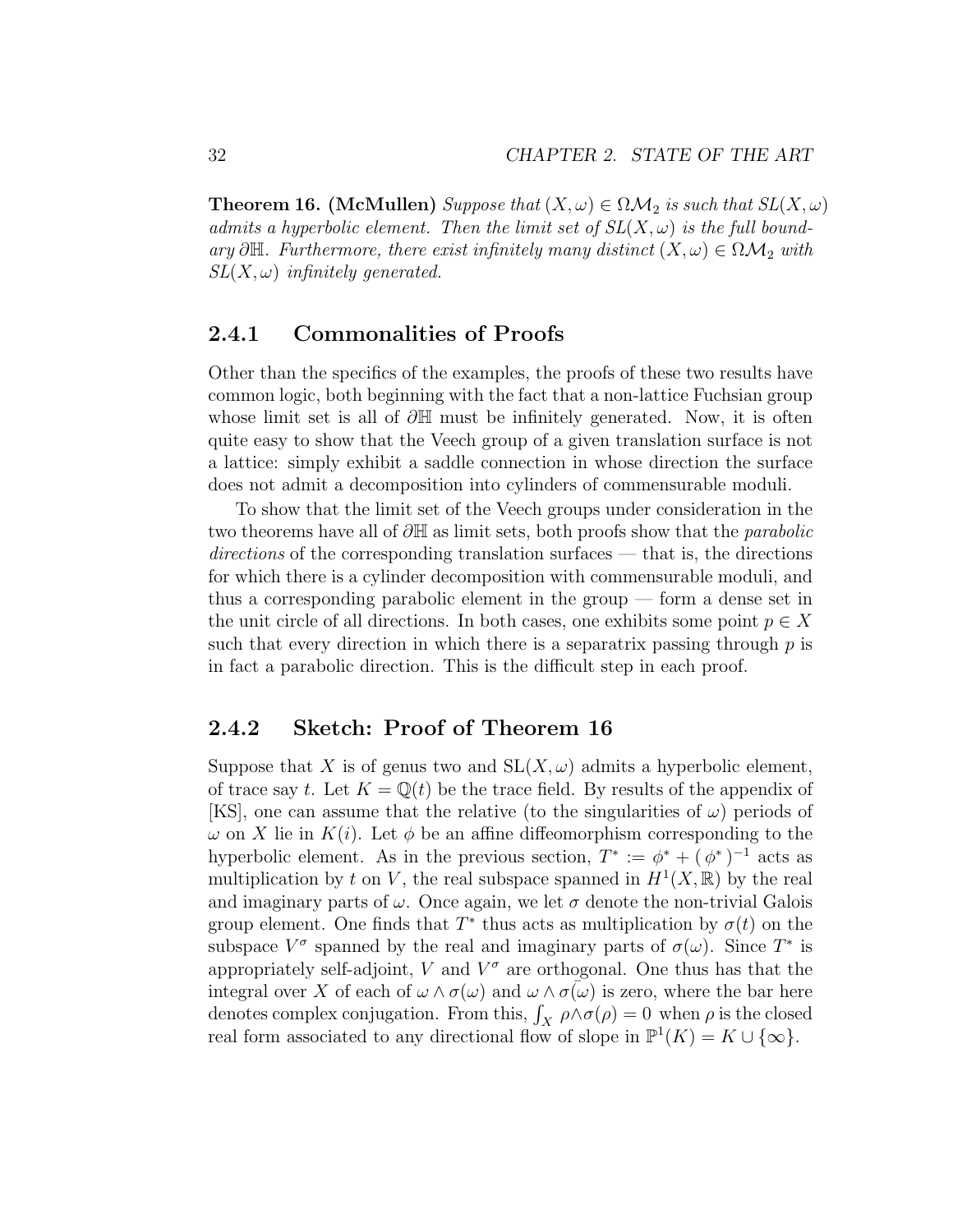**Theorem 16. (McMullen)** *Suppose that $(X, \omega) \in \Omega\mathcal{M}_2$ is such that $SL(X, \omega)$ admits a hyperbolic element. Then the limit set of $SL(X, \omega)$ is the full boundary $\partial\mathbb{H}$. Furthermore, there exist infinitely many distinct $(X, \omega) \in \Omega\mathcal{M}_2$ with $SL(X, \omega)$ infinitely generated.*

### 2.4.1 Commonalities of Proofs

Other than the specifics of the examples, the proofs of these two results have common logic, both beginning with the fact that a non-lattice Fuchsian group whose limit set is all of $\partial\mathbb{H}$ must be infinitely generated. Now, it is often quite easy to show that the Veech group of a given translation surface is not a lattice: simply exhibit a saddle connection in whose direction the surface does not admit a decomposition into cylinders of commensurable moduli.

To show that the limit set of the Veech groups under consideration in the two theorems have all of $\partial\mathbb{H}$ as limit sets, both proofs show that the *parabolic directions* of the corresponding translation surfaces — that is, the directions for which there is a cylinder decomposition with commensurable moduli, and thus a corresponding parabolic element in the group — form a dense set in the unit circle of all directions. In both cases, one exhibits some point $p \in X$ such that every direction in which there is a separatrix passing through $p$ is in fact a parabolic direction. This is the difficult step in each proof.

### 2.4.2 Sketch: Proof of Theorem 16

Suppose that $X$ is of genus two and $\mathrm{SL}(X, \omega)$ admits a hyperbolic element, of trace say $t$. Let $K = \mathbb{Q}(t)$ be the trace field. By results of the appendix of [KS], one can assume that the relative (to the singularities of $\omega$) periods of $\omega$ on $X$ lie in $K(i)$. Let $\phi$ be an affine diffeomorphism corresponding to the hyperbolic element. As in the previous section, $T^* := \phi^* + (\phi^*)^{-1}$ acts as multiplication by $t$ on $V$, the real subspace spanned in $H^1(X, \mathbb{R})$ by the real and imaginary parts of $\omega$. Once again, we let $\sigma$ denote the non-trivial Galois group element. One finds that $T^*$ thus acts as multiplication by $\sigma(t)$ on the subspace $V^\sigma$ spanned by the real and imaginary parts of $\sigma(\omega)$. Since $T^*$ is appropriately self-adjoint, $V$ and $V^\sigma$ are orthogonal. One thus has that the integral over $X$ of each of $\omega \wedge \sigma(\omega)$ and $\omega \wedge \sigma(\bar{\omega})$ is zero, where the bar here denotes complex conjugation. From this, $\int_X \rho \wedge \sigma(\rho) = 0$ when $\rho$ is the closed real form associated to any directional flow of slope in $\mathbb{P}^1(K) = K \cup \{\infty\}$.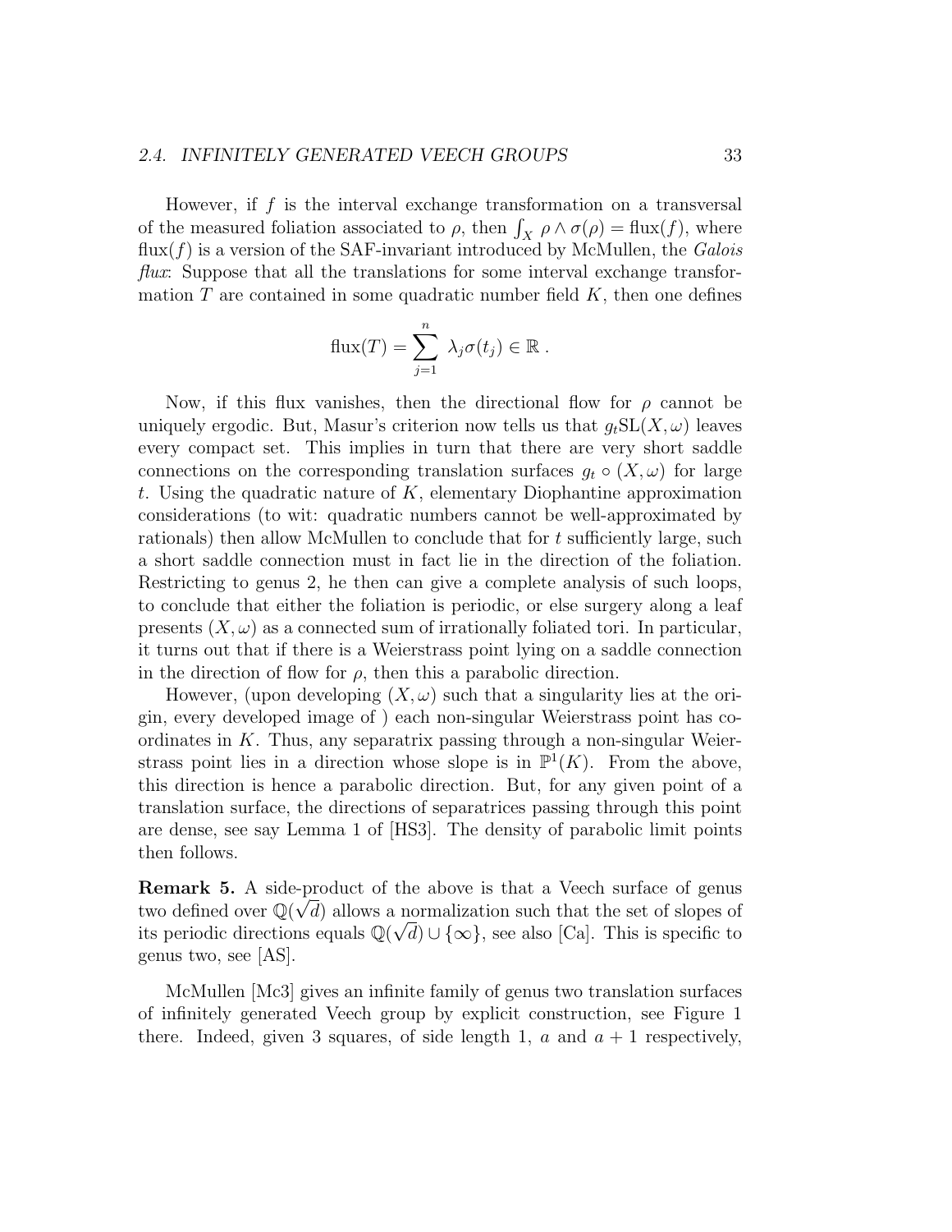However, if $f$ is the interval exchange transformation on a transversal of the measured foliation associated to $\rho$, then $\int_X \rho \wedge \sigma(\rho) = \text{flux}(f)$, where $\text{flux}(f)$ is a version of the SAF-invariant introduced by McMullen, the *Galois flux*: Suppose that all the translations for some interval exchange transformation $T$ are contained in some quadratic number field $K$, then one defines

$$\text{flux}(T) = \sum_{j=1}^{n} \lambda_j \sigma(t_j) \in \mathbb{R} \,.$$

Now, if this flux vanishes, then the directional flow for $\rho$ cannot be uniquely ergodic. But, Masur's criterion now tells us that $g_t\text{SL}(X, \omega)$ leaves every compact set. This implies in turn that there are very short saddle connections on the corresponding translation surfaces $g_t \circ (X, \omega)$ for large $t$. Using the quadratic nature of $K$, elementary Diophantine approximation considerations (to wit: quadratic numbers cannot be well-approximated by rationals) then allow McMullen to conclude that for $t$ sufficiently large, such a short saddle connection must in fact lie in the direction of the foliation. Restricting to genus 2, he then can give a complete analysis of such loops, to conclude that either the foliation is periodic, or else surgery along a leaf presents $(X, \omega)$ as a connected sum of irrationally foliated tori. In particular, it turns out that if there is a Weierstrass point lying on a saddle connection in the direction of flow for $\rho$, then this a parabolic direction.

However, (upon developing $(X, \omega)$ such that a singularity lies at the origin, every developed image of ) each non-singular Weierstrass point has coordinates in $K$. Thus, any separatrix passing through a non-singular Weierstrass point lies in a direction whose slope is in $\mathbb{P}^1(K)$. From the above, this direction is hence a parabolic direction. But, for any given point of a translation surface, the directions of separatrices passing through this point are dense, see say Lemma 1 of [HS3]. The density of parabolic limit points then follows.

**Remark 5.** A side-product of the above is that a Veech surface of genus two defined over $\mathbb{Q}(\sqrt{d})$ allows a normalization such that the set of slopes of its periodic directions equals $\mathbb{Q}(\sqrt{d}) \cup \{\infty\}$, see also [Ca]. This is specific to genus two, see [AS].

McMullen [Mc3] gives an infinite family of genus two translation surfaces of infinitely generated Veech group by explicit construction, see Figure 1 there. Indeed, given 3 squares, of side length 1, $a$ and $a + 1$ respectively,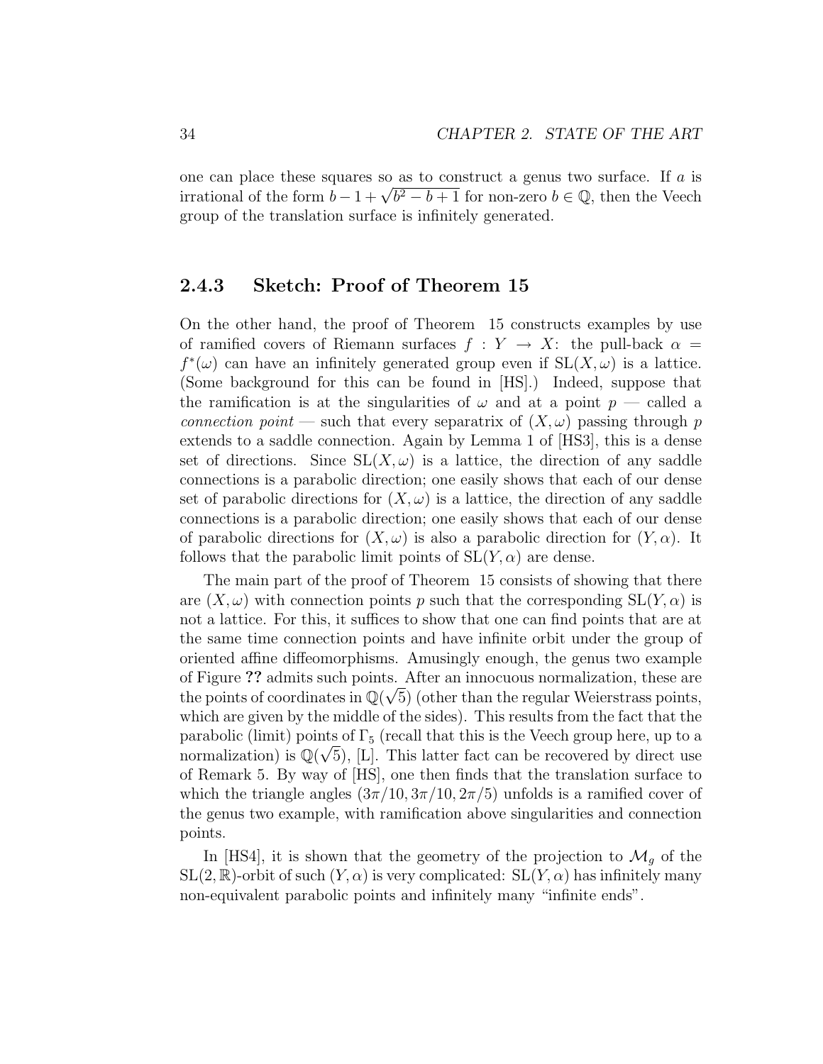one can place these squares so as to construct a genus two surface. If $a$ is irrational of the form $b - 1 + \sqrt{b^2 - b + 1}$ for non-zero $b \in \mathbb{Q}$, then the Veech group of the translation surface is infinitely generated.

### 2.4.3 Sketch: Proof of Theorem 15

On the other hand, the proof of Theorem 15 constructs examples by use of ramified covers of Riemann surfaces $f : Y \to X$: the pull-back $\alpha = f^*(\omega)$ can have an infinitely generated group even if $\mathrm{SL}(X, \omega)$ is a lattice. (Some background for this can be found in [HS].) Indeed, suppose that the ramification is at the singularities of $\omega$ and at a point $p$ — called a *connection point* — such that every separatrix of $(X, \omega)$ passing through $p$ extends to a saddle connection. Again by Lemma 1 of [HS3], this is a dense set of directions. Since $\mathrm{SL}(X, \omega)$ is a lattice, the direction of any saddle connections is a parabolic direction; one easily shows that each of our dense set of parabolic directions for $(X, \omega)$ is a lattice, the direction of any saddle connections is a parabolic direction; one easily shows that each of our dense of parabolic directions for $(X, \omega)$ is also a parabolic direction for $(Y, \alpha)$. It follows that the parabolic limit points of $\mathrm{SL}(Y, \alpha)$ are dense.

The main part of the proof of Theorem 15 consists of showing that there are $(X, \omega)$ with connection points $p$ such that the corresponding $\mathrm{SL}(Y, \alpha)$ is not a lattice. For this, it suffices to show that one can find points that are at the same time connection points and have infinite orbit under the group of oriented affine diffeomorphisms. Amusingly enough, the genus two example of Figure **??** admits such points. After an innocuous normalization, these are the points of coordinates in $\mathbb{Q}(\sqrt{5})$ (other than the regular Weierstrass points, which are given by the middle of the sides). This results from the fact that the parabolic (limit) points of $\Gamma_5$ (recall that this is the Veech group here, up to a normalization) is $\mathbb{Q}(\sqrt{5})$, [L]. This latter fact can be recovered by direct use of Remark 5. By way of [HS], one then finds that the translation surface to which the triangle angles $(3\pi/10, 3\pi/10, 2\pi/5)$ unfolds is a ramified cover of the genus two example, with ramification above singularities and connection points.

In [HS4], it is shown that the geometry of the projection to $\mathcal{M}_g$ of the $\mathrm{SL}(2, \mathbb{R})$-orbit of such $(Y, \alpha)$ is very complicated: $\mathrm{SL}(Y, \alpha)$ has infinitely many non-equivalent parabolic points and infinitely many "infinite ends".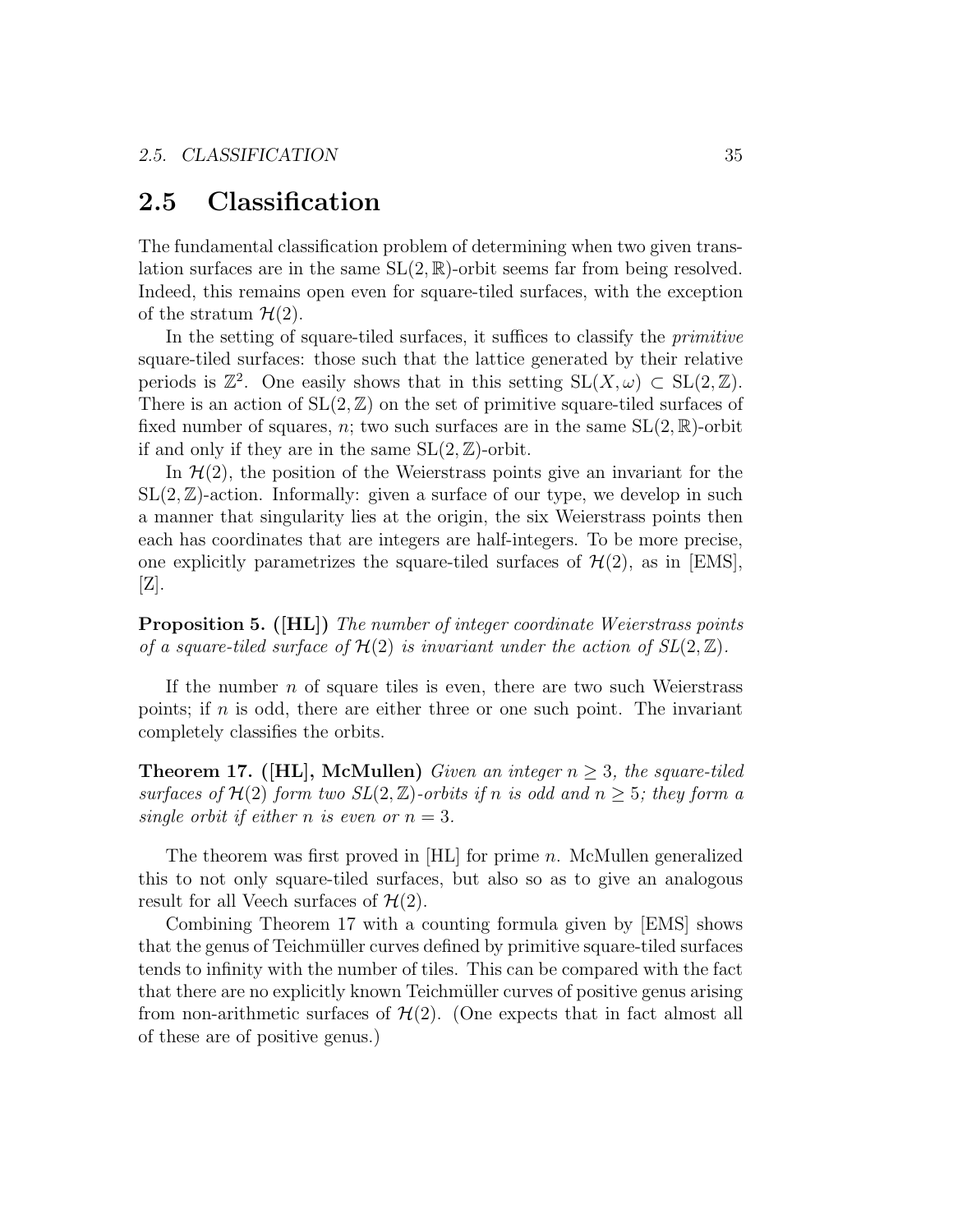## 2.5 Classification

The fundamental classification problem of determining when two given translation surfaces are in the same $\mathrm{SL}(2,\mathbb{R})$-orbit seems far from being resolved. Indeed, this remains open even for square-tiled surfaces, with the exception of the stratum $\mathcal{H}(2)$.

In the setting of square-tiled surfaces, it suffices to classify the *primitive* square-tiled surfaces: those such that the lattice generated by their relative periods is $\mathbb{Z}^2$. One easily shows that in this setting $\mathrm{SL}(X,\omega) \subset \mathrm{SL}(2,\mathbb{Z})$. There is an action of $\mathrm{SL}(2,\mathbb{Z})$ on the set of primitive square-tiled surfaces of fixed number of squares, $n$; two such surfaces are in the same $\mathrm{SL}(2,\mathbb{R})$-orbit if and only if they are in the same $\mathrm{SL}(2,\mathbb{Z})$-orbit.

In $\mathcal{H}(2)$, the position of the Weierstrass points give an invariant for the $\mathrm{SL}(2,\mathbb{Z})$-action. Informally: given a surface of our type, we develop in such a manner that singularity lies at the origin, the six Weierstrass points then each has coordinates that are integers are half-integers. To be more precise, one explicitly parametrizes the square-tiled surfaces of $\mathcal{H}(2)$, as in [EMS], [Z].

**Proposition 5. ([HL])** *The number of integer coordinate Weierstrass points of a square-tiled surface of $\mathcal{H}(2)$ is invariant under the action of $SL(2,\mathbb{Z})$.*

If the number $n$ of square tiles is even, there are two such Weierstrass points; if $n$ is odd, there are either three or one such point. The invariant completely classifies the orbits.

**Theorem 17. ([HL], McMullen)** *Given an integer $n \geq 3$, the square-tiled surfaces of $\mathcal{H}(2)$ form two $SL(2,\mathbb{Z})$-orbits if $n$ is odd and $n \geq 5$; they form a single orbit if either $n$ is even or $n = 3$.*

The theorem was first proved in [HL] for prime $n$. McMullen generalized this to not only square-tiled surfaces, but also so as to give an analogous result for all Veech surfaces of $\mathcal{H}(2)$.

Combining Theorem 17 with a counting formula given by [EMS] shows that the genus of Teichmüller curves defined by primitive square-tiled surfaces tends to infinity with the number of tiles. This can be compared with the fact that there are no explicitly known Teichmüller curves of positive genus arising from non-arithmetic surfaces of $\mathcal{H}(2)$. (One expects that in fact almost all of these are of positive genus.)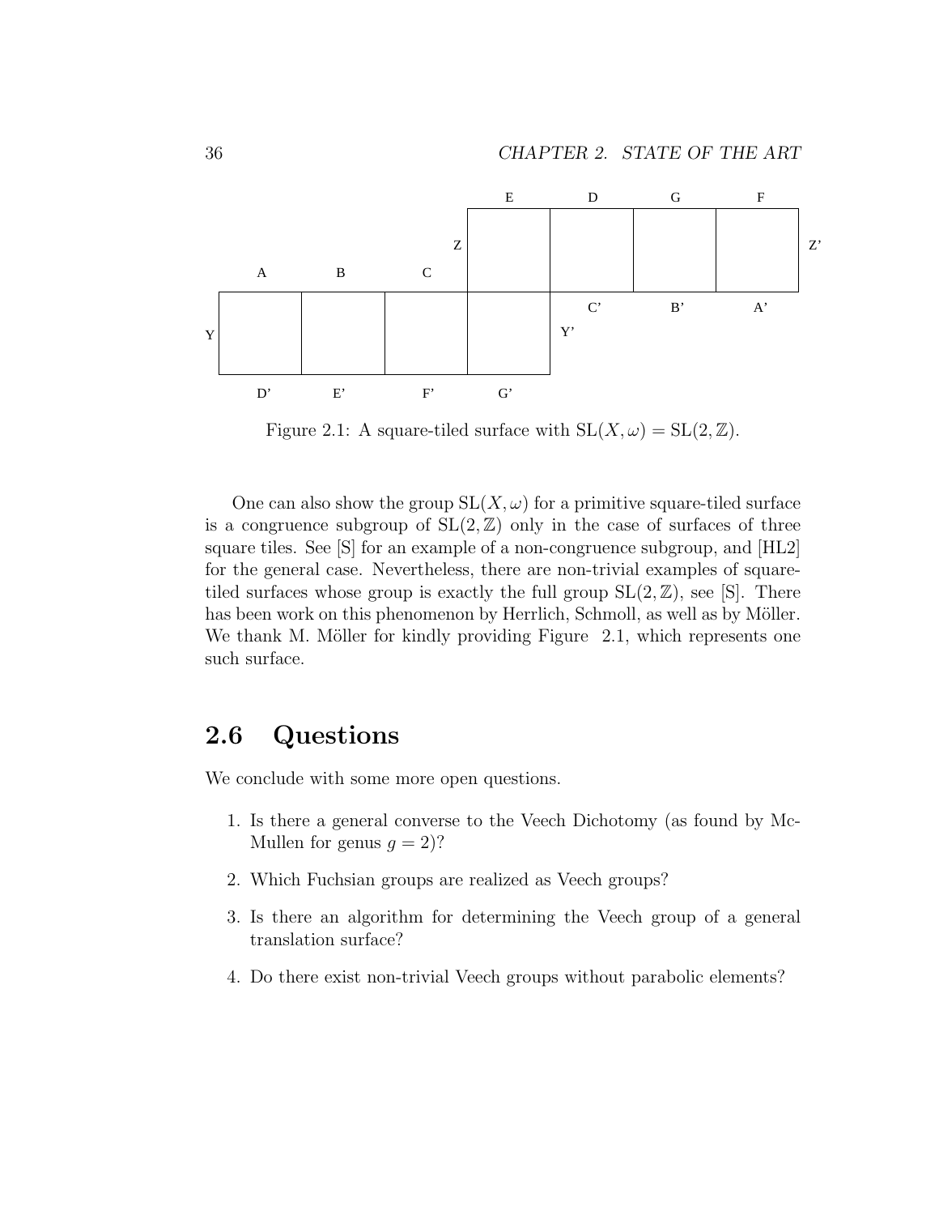Figure 2.1: A square-tiled surface with $\mathrm{SL}(X, \omega) = \mathrm{SL}(2, \mathbb{Z})$.

One can also show the group $\mathrm{SL}(X, \omega)$ for a primitive square-tiled surface is a congruence subgroup of $\mathrm{SL}(2, \mathbb{Z})$ only in the case of surfaces of three square tiles. See [S] for an example of a non-congruence subgroup, and [HL2] for the general case. Nevertheless, there are non-trivial examples of square-tiled surfaces whose group is exactly the full group $\mathrm{SL}(2, \mathbb{Z})$, see [S]. There has been work on this phenomenon by Herrlich, Schmoll, as well as by Möller. We thank M. Möller for kindly providing Figure 2.1, which represents one such surface.

## 2.6 Questions

We conclude with some more open questions.

1. Is there a general converse to the Veech Dichotomy (as found by McMullen for genus $g = 2$)?
2. Which Fuchsian groups are realized as Veech groups?
3. Is there an algorithm for determining the Veech group of a general translation surface?
4. Do there exist non-trivial Veech groups without parabolic elements?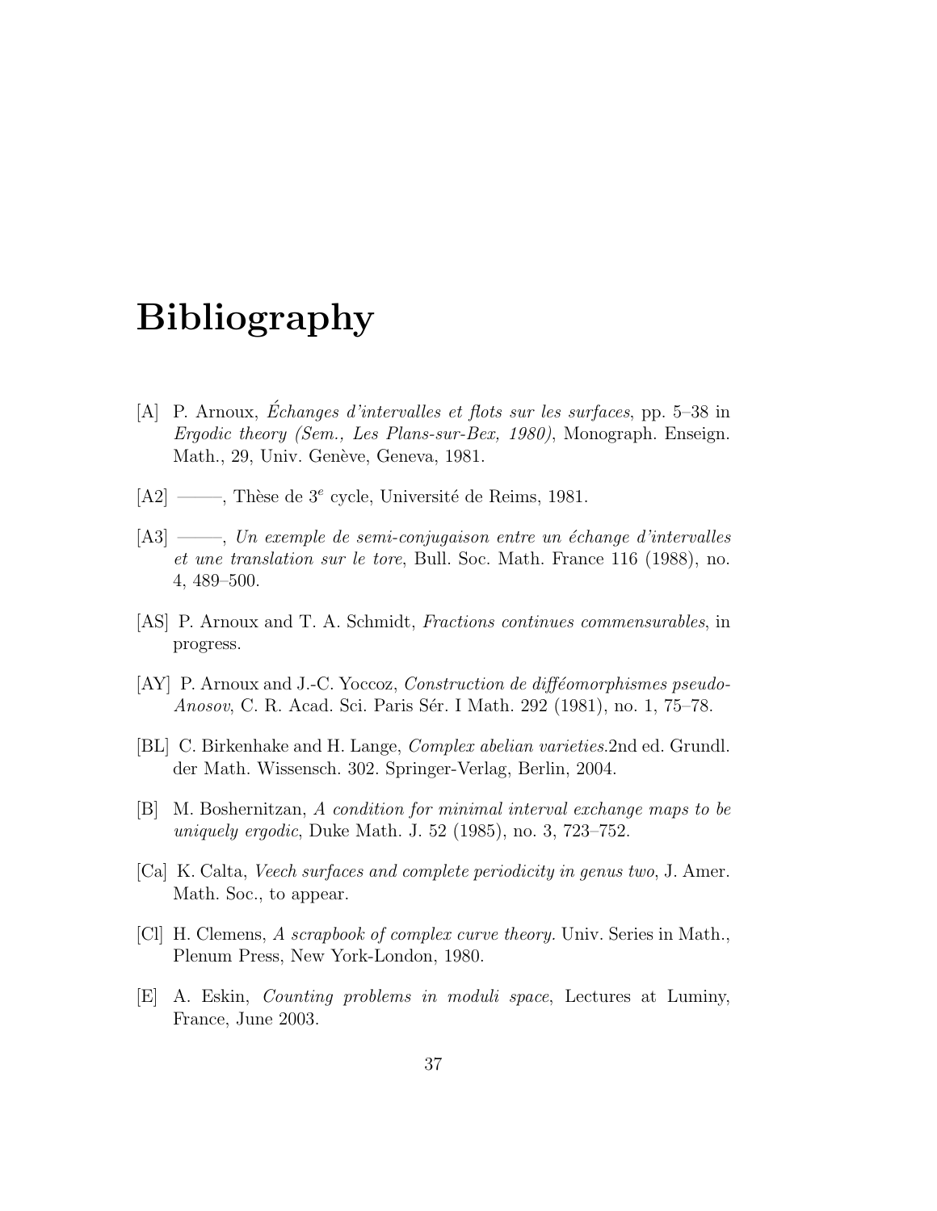# Bibliography

[A] P. Arnoux, *Échanges d'intervalles et flots sur les surfaces*, pp. 5–38 in *Ergodic theory (Sem., Les Plans-sur-Bex, 1980)*, Monograph. Enseign. Math., 29, Univ. Genève, Geneva, 1981.

[A2] ———, Thèse de 3$^e$ cycle, Université de Reims, 1981.

[A3] ———, *Un exemple de semi-conjugaison entre un échange d'intervalles et une translation sur le tore*, Bull. Soc. Math. France 116 (1988), no. 4, 489–500.

[AS] P. Arnoux and T. A. Schmidt, *Fractions continues commensurables*, in progress.

[AY] P. Arnoux and J.-C. Yoccoz, *Construction de difféomorphismes pseudo-Anosov*, C. R. Acad. Sci. Paris Sér. I Math. 292 (1981), no. 1, 75–78.

[BL] C. Birkenhake and H. Lange, *Complex abelian varieties.*2nd ed. Grundl. der Math. Wissensch. 302. Springer-Verlag, Berlin, 2004.

[B] M. Boshernitzan, *A condition for minimal interval exchange maps to be uniquely ergodic*, Duke Math. J. 52 (1985), no. 3, 723–752.

[Ca] K. Calta, *Veech surfaces and complete periodicity in genus two*, J. Amer. Math. Soc., to appear.

[Cl] H. Clemens, *A scrapbook of complex curve theory.* Univ. Series in Math., Plenum Press, New York-London, 1980.

[E] A. Eskin, *Counting problems in moduli space*, Lectures at Luminy, France, June 2003.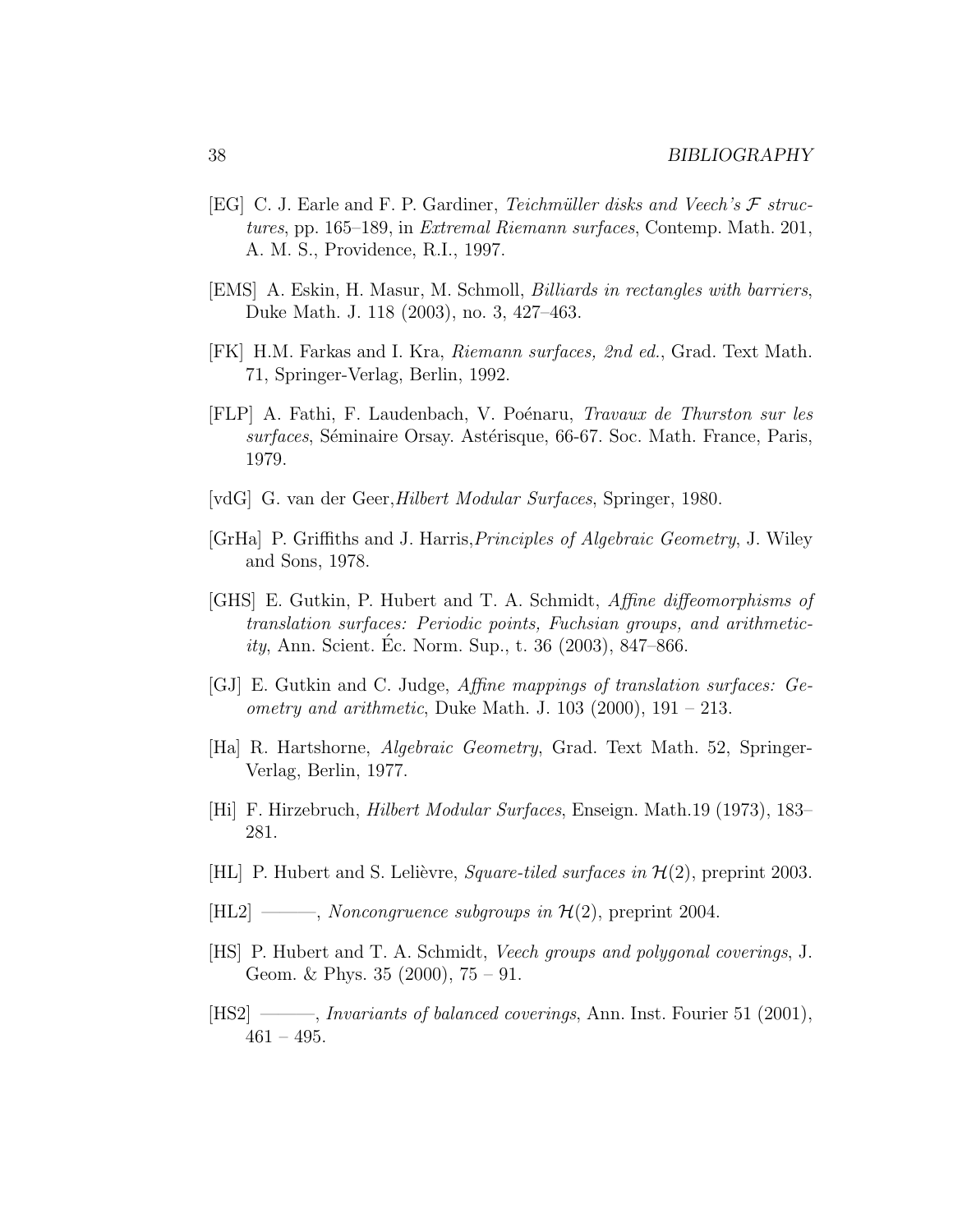[EG] C. J. Earle and F. P. Gardiner, *Teichmüller disks and Veech's $\mathcal{F}$ structures*, pp. 165–189, in *Extremal Riemann surfaces*, Contemp. Math. 201, A. M. S., Providence, R.I., 1997.

[EMS] A. Eskin, H. Masur, M. Schmoll, *Billiards in rectangles with barriers*, Duke Math. J. 118 (2003), no. 3, 427–463.

[FK] H.M. Farkas and I. Kra, *Riemann surfaces, 2nd ed.*, Grad. Text Math. 71, Springer-Verlag, Berlin, 1992.

[FLP] A. Fathi, F. Laudenbach, V. Poénaru, *Travaux de Thurston sur les surfaces*, Séminaire Orsay. Astérisque, 66-67. Soc. Math. France, Paris, 1979.

[vdG] G. van der Geer,*Hilbert Modular Surfaces*, Springer, 1980.

[GrHa] P. Griffiths and J. Harris,*Principles of Algebraic Geometry*, J. Wiley and Sons, 1978.

[GHS] E. Gutkin, P. Hubert and T. A. Schmidt, *Affine diffeomorphisms of translation surfaces: Periodic points, Fuchsian groups, and arithmeticity*, Ann. Scient. Éc. Norm. Sup., t. 36 (2003), 847–866.

[GJ] E. Gutkin and C. Judge, *Affine mappings of translation surfaces: Geometry and arithmetic*, Duke Math. J. 103 (2000), 191 – 213.

[Ha] R. Hartshorne, *Algebraic Geometry*, Grad. Text Math. 52, Springer-Verlag, Berlin, 1977.

[Hi] F. Hirzebruch, *Hilbert Modular Surfaces*, Enseign. Math.19 (1973), 183–281.

[HL] P. Hubert and S. Lelièvre, *Square-tiled surfaces in $\mathcal{H}(2)$*, preprint 2003.

[HL2] ———, *Noncongruence subgroups in $\mathcal{H}(2)$*, preprint 2004.

[HS] P. Hubert and T. A. Schmidt, *Veech groups and polygonal coverings*, J. Geom. & Phys. 35 (2000), 75 – 91.

[HS2] ———, *Invariants of balanced coverings*, Ann. Inst. Fourier 51 (2001), 461 – 495.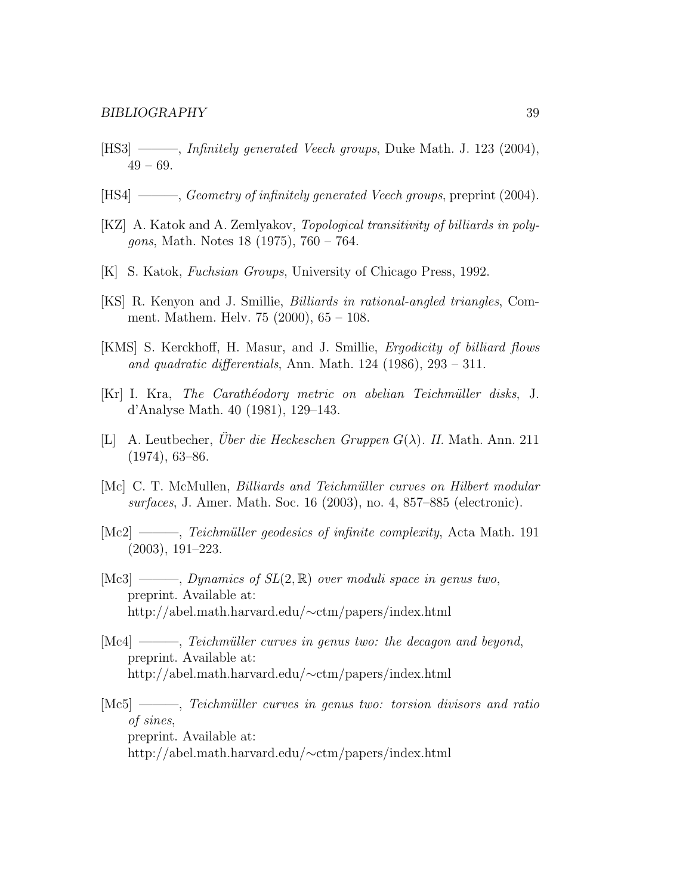[HS3] ———, *Infinitely generated Veech groups*, Duke Math. J. 123 (2004), 49 – 69.

[HS4] ———, *Geometry of infinitely generated Veech groups*, preprint (2004).

[KZ] A. Katok and A. Zemlyakov, *Topological transitivity of billiards in polygons*, Math. Notes 18 (1975), 760 – 764.

[K] S. Katok, *Fuchsian Groups*, University of Chicago Press, 1992.

[KS] R. Kenyon and J. Smillie, *Billiards in rational-angled triangles*, Comment. Mathem. Helv. 75 (2000), 65 – 108.

[KMS] S. Kerckhoff, H. Masur, and J. Smillie, *Ergodicity of billiard flows and quadratic differentials*, Ann. Math. 124 (1986), 293 – 311.

[Kr] I. Kra, *The Carathéodory metric on abelian Teichmüller disks*, J. d'Analyse Math. 40 (1981), 129–143.

[L] A. Leutbecher, *Über die Heckeschen Gruppen $G(\lambda)$. II.* Math. Ann. 211 (1974), 63–86.

[Mc] C. T. McMullen, *Billiards and Teichmüller curves on Hilbert modular surfaces*, J. Amer. Math. Soc. 16 (2003), no. 4, 857–885 (electronic).

[Mc2] ———, *Teichmüller geodesics of infinite complexity*, Acta Math. 191 (2003), 191–223.

[Mc3] ———, *Dynamics of $SL(2, \mathbb{R})$ over moduli space in genus two*, preprint. Available at: http://abel.math.harvard.edu/∼ctm/papers/index.html

[Mc4] ———, *Teichmüller curves in genus two: the decagon and beyond*, preprint. Available at: http://abel.math.harvard.edu/∼ctm/papers/index.html

[Mc5] ———, *Teichmüller curves in genus two: torsion divisors and ratio of sines*, preprint. Available at: http://abel.math.harvard.edu/∼ctm/papers/index.html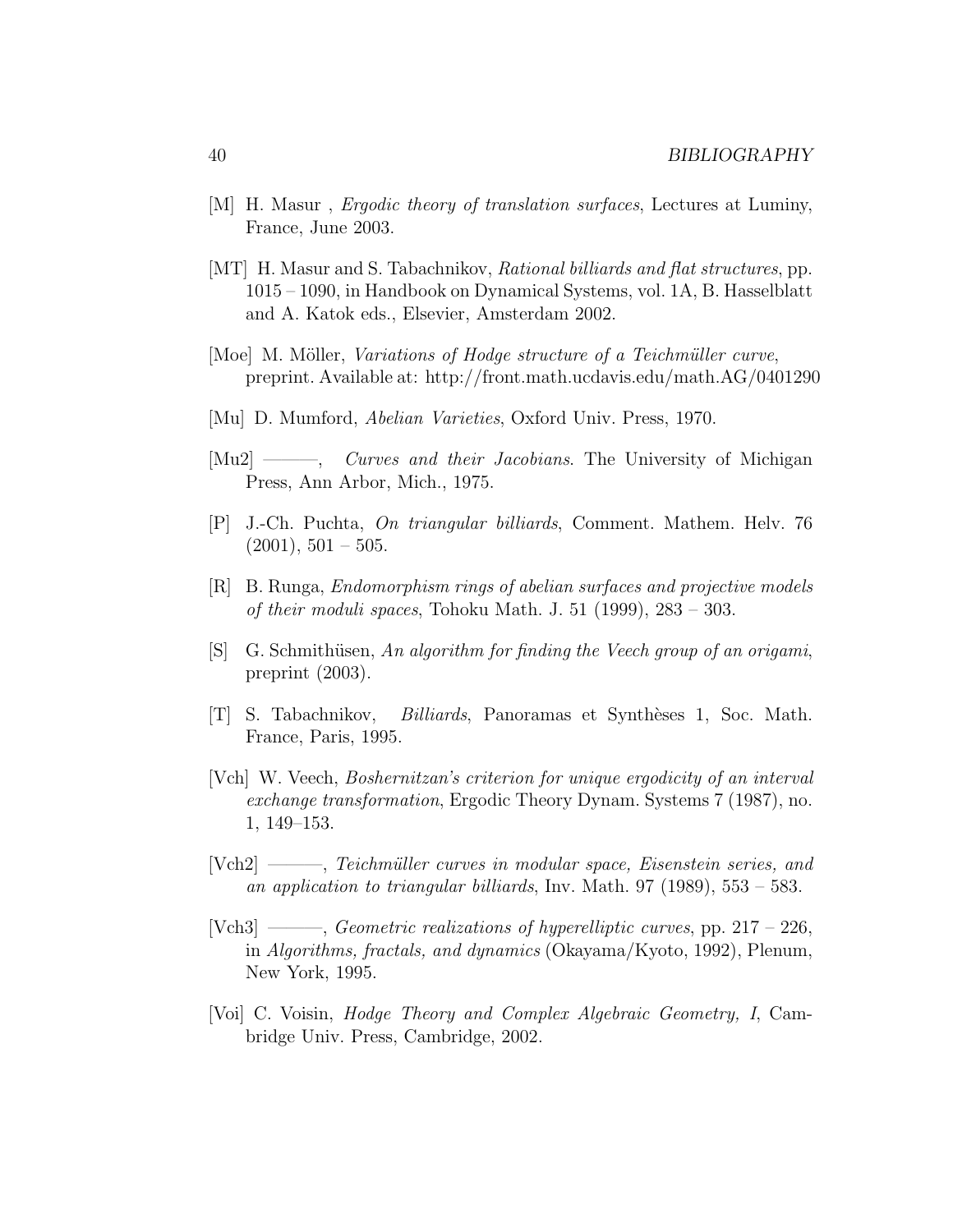[M] H. Masur , *Ergodic theory of translation surfaces*, Lectures at Luminy, France, June 2003.

[MT] H. Masur and S. Tabachnikov, *Rational billiards and flat structures*, pp. 1015 – 1090, in Handbook on Dynamical Systems, vol. 1A, B. Hasselblatt and A. Katok eds., Elsevier, Amsterdam 2002.

[Moe] M. Möller, *Variations of Hodge structure of a Teichmüller curve*, preprint. Available at: http://front.math.ucdavis.edu/math.AG/0401290

[Mu] D. Mumford, *Abelian Varieties*, Oxford Univ. Press, 1970.

[Mu2] ———, *Curves and their Jacobians*. The University of Michigan Press, Ann Arbor, Mich., 1975.

[P] J.-Ch. Puchta, *On triangular billiards*, Comment. Mathem. Helv. 76 (2001), 501 – 505.

[R] B. Runga, *Endomorphism rings of abelian surfaces and projective models of their moduli spaces*, Tohoku Math. J. 51 (1999), 283 – 303.

[S] G. Schmithüsen, *An algorithm for finding the Veech group of an origami*, preprint (2003).

[T] S. Tabachnikov, *Billiards*, Panoramas et Synthèses 1, Soc. Math. France, Paris, 1995.

[Vch] W. Veech, *Boshernitzan's criterion for unique ergodicity of an interval exchange transformation*, Ergodic Theory Dynam. Systems 7 (1987), no. 1, 149–153.

[Vch2] ———, *Teichmüller curves in modular space, Eisenstein series, and an application to triangular billiards*, Inv. Math. 97 (1989), 553 – 583.

[Vch3] ———, *Geometric realizations of hyperelliptic curves*, pp. 217 – 226, in *Algorithms, fractals, and dynamics* (Okayama/Kyoto, 1992), Plenum, New York, 1995.

[Voi] C. Voisin, *Hodge Theory and Complex Algebraic Geometry, I*, Cambridge Univ. Press, Cambridge, 2002.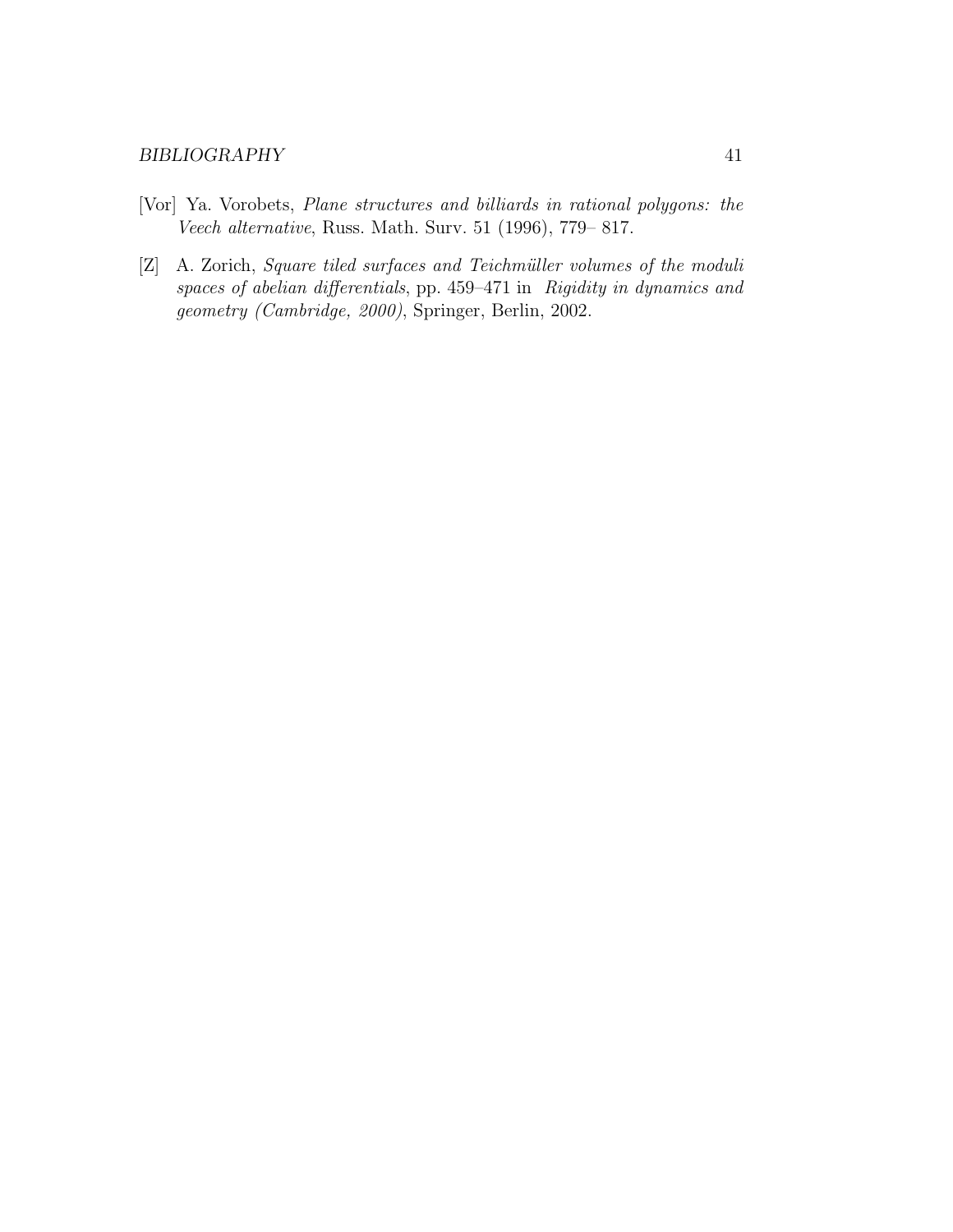[Vor] Ya. Vorobets, *Plane structures and billiards in rational polygons: the Veech alternative*, Russ. Math. Surv. 51 (1996), 779– 817.

[Z] A. Zorich, *Square tiled surfaces and Teichmüller volumes of the moduli spaces of abelian differentials*, pp. 459–471 in *Rigidity in dynamics and geometry (Cambridge, 2000)*, Springer, Berlin, 2002.